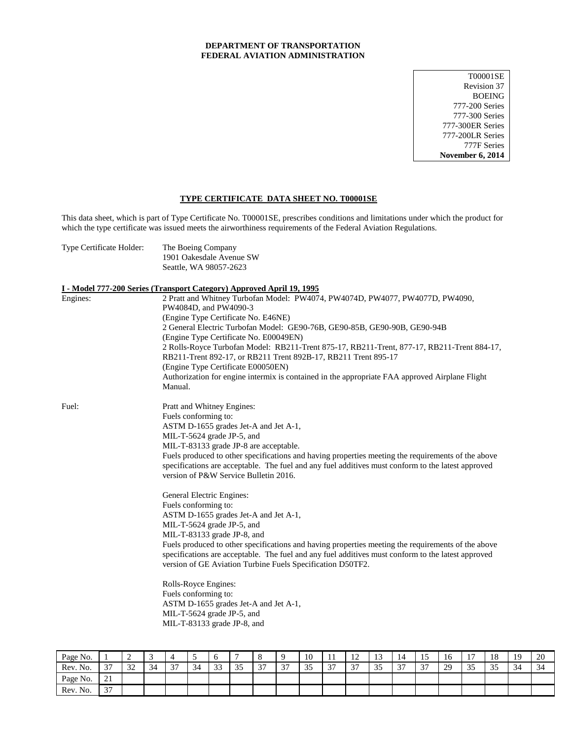**DEPARTMENT OF TRANSPORTATION**
**FEDERAL AVIATION ADMINISTRATION**

T00001SE
Revision 37
BOEING
777-200 Series
777-300 Series
777-300ER Series
777-200LR Series
777F Series
**November 6, 2014**

## TYPE CERTIFICATE DATA SHEET NO. T00001SE

This data sheet, which is part of Type Certificate No. T00001SE, prescribes conditions and limitations under which the product for which the type certificate was issued meets the airworthiness requirements of the Federal Aviation Regulations.

Type Certificate Holder: The Boeing Company
1901 Oakesdale Avenue SW
Seattle, WA 98057-2623

### I - Model 777-200 Series (Transport Category) Approved April 19, 1995

Engines: 2 Pratt and Whitney Turbofan Model: PW4074, PW4074D, PW4077, PW4077D, PW4090, PW4084D, and PW4090-3
(Engine Type Certificate No. E46NE)
2 General Electric Turbofan Model: GE90-76B, GE90-85B, GE90-90B, GE90-94B
(Engine Type Certificate No. E00049EN)
2 Rolls-Royce Turbofan Model: RB211-Trent 875-17, RB211-Trent, 877-17, RB211-Trent 884-17, RB211-Trent 892-17, or RB211 Trent 892B-17, RB211 Trent 895-17
(Engine Type Certificate E00050EN)
Authorization for engine intermix is contained in the appropriate FAA approved Airplane Flight Manual.

Fuel: Pratt and Whitney Engines:
Fuels conforming to:
ASTM D-1655 grades Jet-A and Jet A-1,
MIL-T-5624 grade JP-5, and
MIL-T-83133 grade JP-8 are acceptable.
Fuels produced to other specifications and having properties meeting the requirements of the above specifications are acceptable. The fuel and any fuel additives must conform to the latest approved version of P&W Service Bulletin 2016.

General Electric Engines:
Fuels conforming to:
ASTM D-1655 grades Jet-A and Jet A-1,
MIL-T-5624 grade JP-5, and
MIL-T-83133 grade JP-8, and
Fuels produced to other specifications and having properties meeting the requirements of the above specifications are acceptable. The fuel and any fuel additives must conform to the latest approved version of GE Aviation Turbine Fuels Specification D50TF2.

Rolls-Royce Engines:
Fuels conforming to:
ASTM D-1655 grades Jet-A and Jet A-1,
MIL-T-5624 grade JP-5, and
MIL-T-83133 grade JP-8, and

| Page No. | 1 | 2 | 3 | 4 | 5 | 6 | 7 | 8 | 9 | 10 | 11 | 12 | 13 | 14 | 15 | 16 | 17 | 18 | 19 | 20 |
|---|---|---|---|---|---|---|---|---|---|---|---|---|---|---|---|---|---|---|---|---|
| Rev. No. | 37 | 32 | 34 | 37 | 34 | 33 | 35 | 37 | 37 | 35 | 37 | 37 | 35 | 37 | 37 | 29 | 35 | 35 | 34 | 34 |
| Page No. | 21 | | | | | | | | | | | | | | | | | | | |
| Rev. No. | 37 | | | | | | | | | | | | | | | | | | | |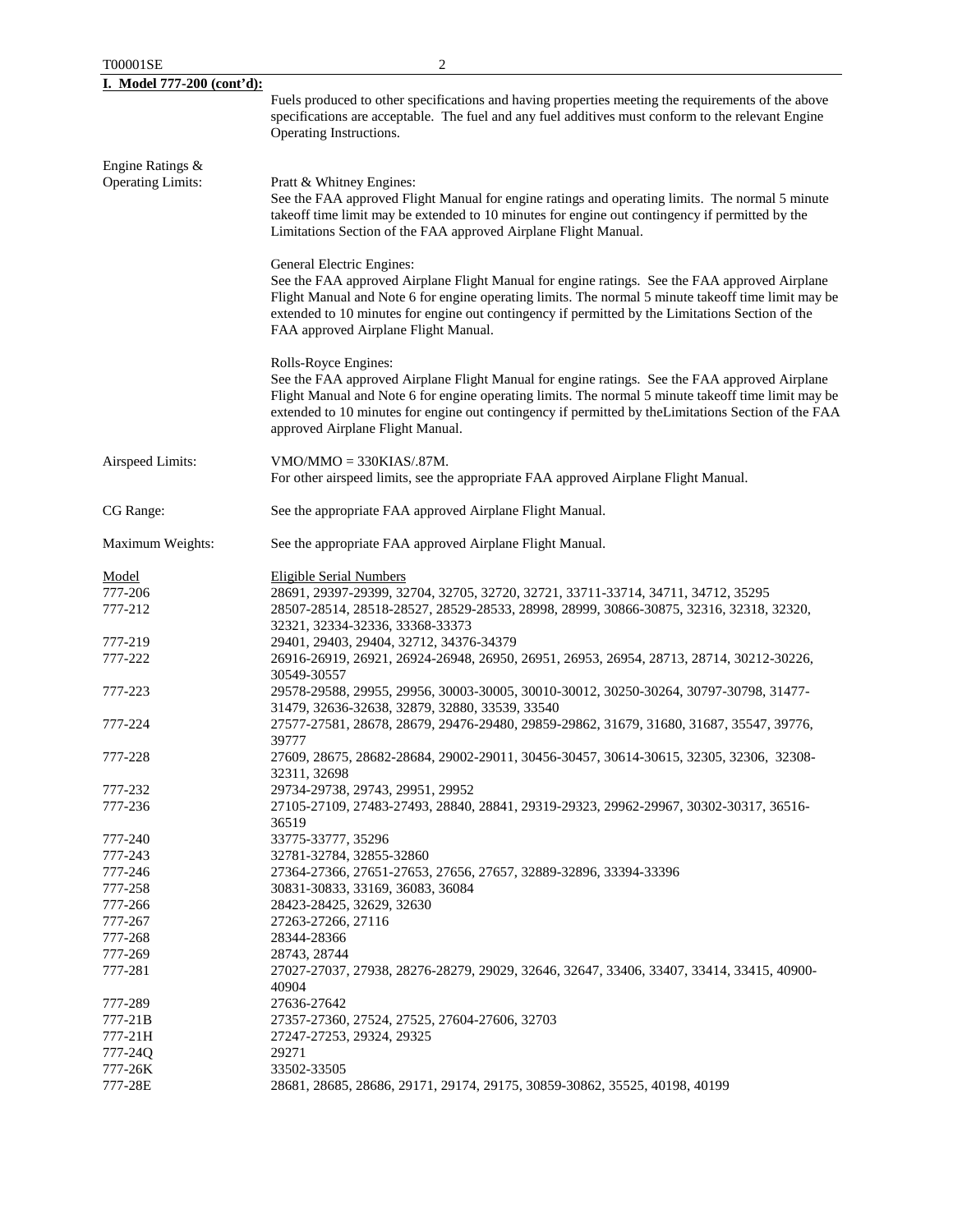**I. Model 777-200 (cont'd):**

Fuels produced to other specifications and having properties meeting the requirements of the above specifications are acceptable. The fuel and any fuel additives must conform to the relevant Engine Operating Instructions.

Engine Ratings & Operating Limits:

Pratt & Whitney Engines:
See the FAA approved Flight Manual for engine ratings and operating limits. The normal 5 minute takeoff time limit may be extended to 10 minutes for engine out contingency if permitted by the Limitations Section of the FAA approved Airplane Flight Manual.

General Electric Engines:
See the FAA approved Airplane Flight Manual for engine ratings. See the FAA approved Airplane Flight Manual and Note 6 for engine operating limits. The normal 5 minute takeoff time limit may be extended to 10 minutes for engine out contingency if permitted by the Limitations Section of the FAA approved Airplane Flight Manual.

Rolls-Royce Engines:
See the FAA approved Airplane Flight Manual for engine ratings. See the FAA approved Airplane Flight Manual and Note 6 for engine operating limits. The normal 5 minute takeoff time limit may be extended to 10 minutes for engine out contingency if permitted by theLimitations Section of the FAA approved Airplane Flight Manual.

Airspeed Limits:

VMO/MMO = 330KIAS/.87M.
For other airspeed limits, see the appropriate FAA approved Airplane Flight Manual.

CG Range:

See the appropriate FAA approved Airplane Flight Manual.

Maximum Weights:

See the appropriate FAA approved Airplane Flight Manual.

| Model | Eligible Serial Numbers |
|---|---|
| 777-206 | 28691, 29397-29399, 32704, 32705, 32720, 32721, 33711-33714, 34711, 34712, 35295 |
| 777-212 | 28507-28514, 28518-28527, 28529-28533, 28998, 28999, 30866-30875, 32316, 32318, 32320, 32321, 32334-32336, 33368-33373 |
| 777-219 | 29401, 29403, 29404, 32712, 34376-34379 |
| 777-222 | 26916-26919, 26921, 26924-26948, 26950, 26951, 26953, 26954, 28713, 28714, 30212-30226, 30549-30557 |
| 777-223 | 29578-29588, 29955, 29956, 30003-30005, 30010-30012, 30250-30264, 30797-30798, 31477-31479, 32636-32638, 32879, 32880, 33539, 33540 |
| 777-224 | 27577-27581, 28678, 28679, 29476-29480, 29859-29862, 31679, 31680, 31687, 35547, 39776, 39777 |
| 777-228 | 27609, 28675, 28682-28684, 29002-29011, 30456-30457, 30614-30615, 32305, 32306, 32308-32311, 32698 |
| 777-232 | 29734-29738, 29743, 29951, 29952 |
| 777-236 | 27105-27109, 27483-27493, 28840, 28841, 29319-29323, 29962-29967, 30302-30317, 36516-36519 |
| 777-240 | 33775-33777, 35296 |
| 777-243 | 32781-32784, 32855-32860 |
| 777-246 | 27364-27366, 27651-27653, 27656, 27657, 32889-32896, 33394-33396 |
| 777-258 | 30831-30833, 33169, 36083, 36084 |
| 777-266 | 28423-28425, 32629, 32630 |
| 777-267 | 27263-27266, 27116 |
| 777-268 | 28344-28366 |
| 777-269 | 28743, 28744 |
| 777-281 | 27027-27037, 27938, 28276-28279, 29029, 32646, 32647, 33406, 33407, 33414, 33415, 40900-40904 |
| 777-289 | 27636-27642 |
| 777-21B | 27357-27360, 27524, 27525, 27604-27606, 32703 |
| 777-21H | 27247-27253, 29324, 29325 |
| 777-24Q | 29271 |
| 777-26K | 33502-33505 |
| 777-28E | 28681, 28685, 28686, 29171, 29174, 29175, 30859-30862, 35525, 40198, 40199 |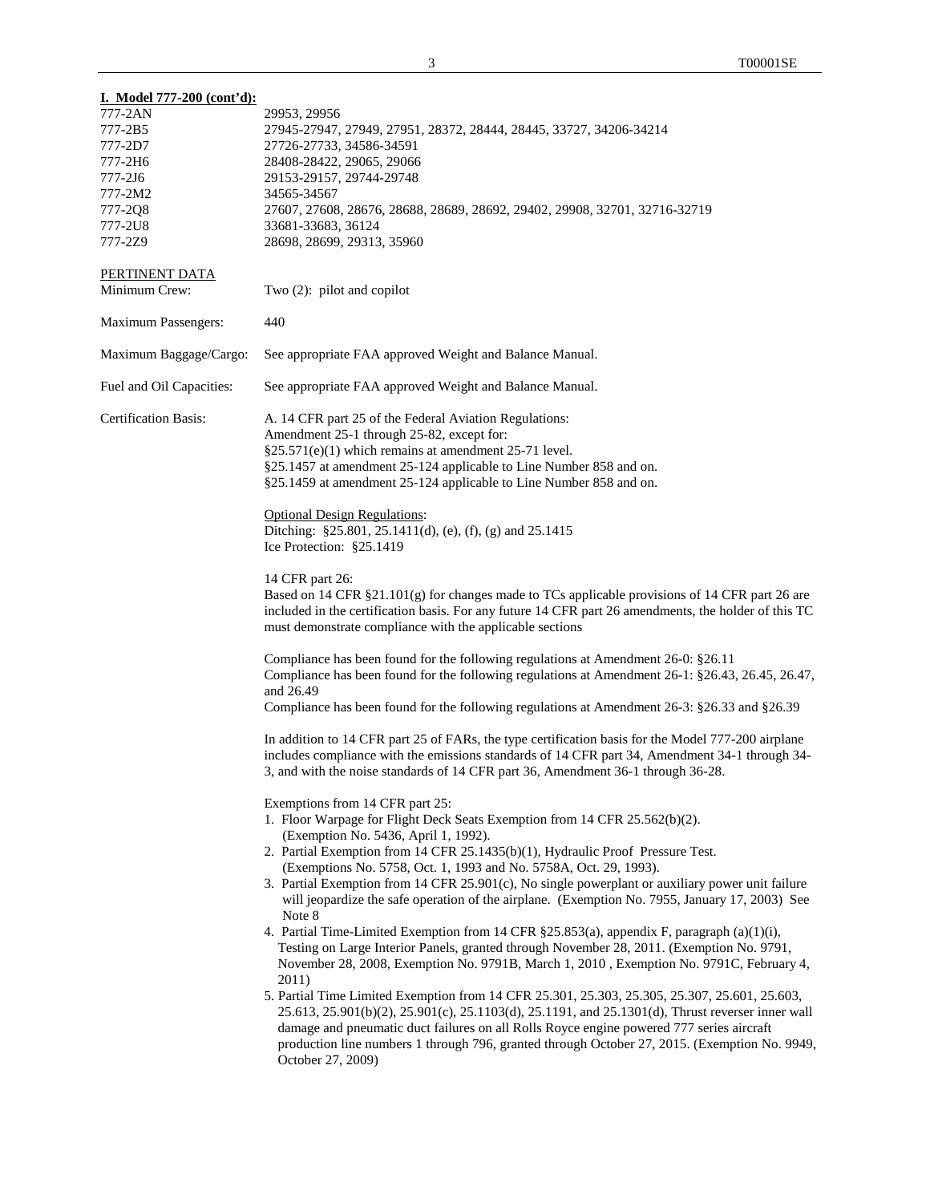**I. Model 777-200 (cont'd):**

| | |
|---|---|
| 777-2AN | 29953, 29956 |
| 777-2B5 | 27945-27947, 27949, 27951, 28372, 28444, 28445, 33727, 34206-34214 |
| 777-2D7 | 27726-27733, 34586-34591 |
| 777-2H6 | 28408-28422, 29065, 29066 |
| 777-2J6 | 29153-29157, 29744-29748 |
| 777-2M2 | 34565-34567 |
| 777-2Q8 | 27607, 27608, 28676, 28688, 28689, 28692, 29402, 29908, 32701, 32716-32719 |
| 777-2U8 | 33681-33683, 36124 |
| 777-2Z9 | 28698, 28699, 29313, 35960 |

PERTINENT DATA

Minimum Crew: Two (2): pilot and copilot

Maximum Passengers: 440

Maximum Baggage/Cargo: See appropriate FAA approved Weight and Balance Manual.

Fuel and Oil Capacities: See appropriate FAA approved Weight and Balance Manual.

Certification Basis:

A. 14 CFR part 25 of the Federal Aviation Regulations:
Amendment 25-1 through 25-82, except for:
§25.571(e)(1) which remains at amendment 25-71 level.
§25.1457 at amendment 25-124 applicable to Line Number 858 and on.
§25.1459 at amendment 25-124 applicable to Line Number 858 and on.

Optional Design Regulations:
Ditching: §25.801, 25.1411(d), (e), (f), (g) and 25.1415
Ice Protection: §25.1419

14 CFR part 26:
Based on 14 CFR §21.101(g) for changes made to TCs applicable provisions of 14 CFR part 26 are included in the certification basis. For any future 14 CFR part 26 amendments, the holder of this TC must demonstrate compliance with the applicable sections

Compliance has been found for the following regulations at Amendment 26-0: §26.11
Compliance has been found for the following regulations at Amendment 26-1: §26.43, 26.45, 26.47, and 26.49
Compliance has been found for the following regulations at Amendment 26-3: §26.33 and §26.39

In addition to 14 CFR part 25 of FARs, the type certification basis for the Model 777-200 airplane includes compliance with the emissions standards of 14 CFR part 34, Amendment 34-1 through 34-3, and with the noise standards of 14 CFR part 36, Amendment 36-1 through 36-28.

Exemptions from 14 CFR part 25:

1. Floor Warpage for Flight Deck Seats Exemption from 14 CFR 25.562(b)(2). (Exemption No. 5436, April 1, 1992).
2. Partial Exemption from 14 CFR 25.1435(b)(1), Hydraulic Proof Pressure Test. (Exemptions No. 5758, Oct. 1, 1993 and No. 5758A, Oct. 29, 1993).
3. Partial Exemption from 14 CFR 25.901(c), No single powerplant or auxiliary power unit failure will jeopardize the safe operation of the airplane. (Exemption No. 7955, January 17, 2003) See Note 8
4. Partial Time-Limited Exemption from 14 CFR §25.853(a), appendix F, paragraph (a)(1)(i), Testing on Large Interior Panels, granted through November 28, 2011. (Exemption No. 9791, November 28, 2008, Exemption No. 9791B, March 1, 2010 , Exemption No. 9791C, February 4, 2011)
5. Partial Time Limited Exemption from 14 CFR 25.301, 25.303, 25.305, 25.307, 25.601, 25.603, 25.613, 25.901(b)(2), 25.901(c), 25.1103(d), 25.1191, and 25.1301(d), Thrust reverser inner wall damage and pneumatic duct failures on all Rolls Royce engine powered 777 series aircraft production line numbers 1 through 796, granted through October 27, 2015. (Exemption No. 9949, October 27, 2009)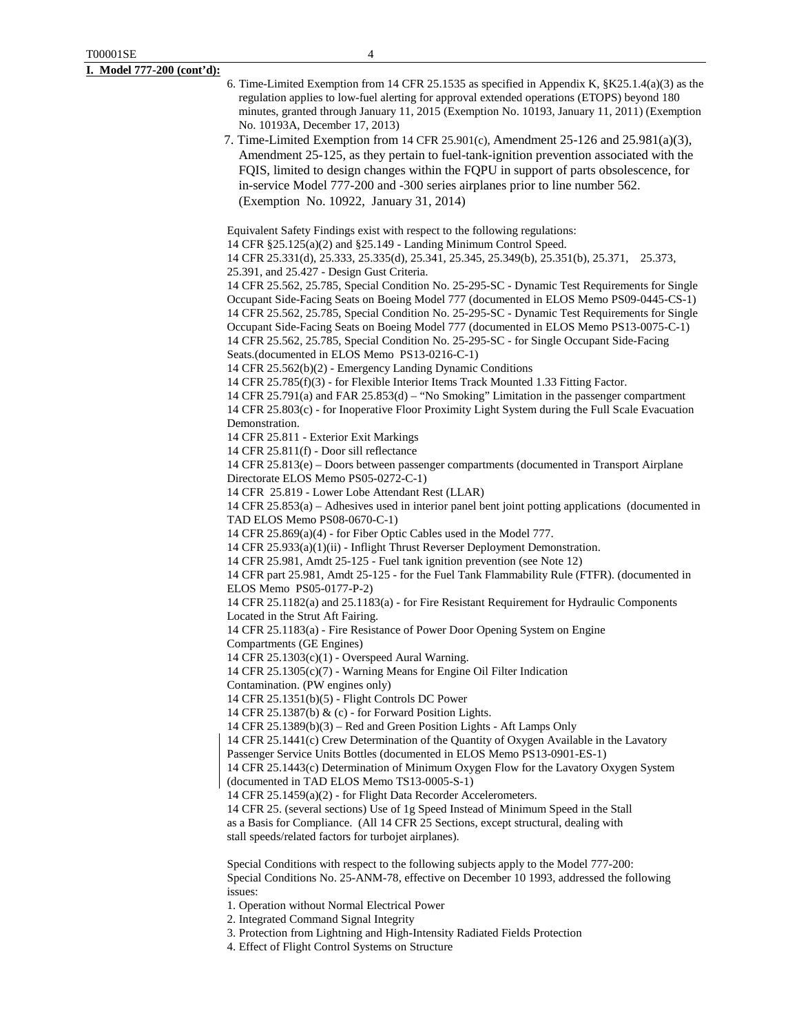**I. Model 777-200 (cont'd):**

6. Time-Limited Exemption from 14 CFR 25.1535 as specified in Appendix K, §K25.1.4(a)(3) as the regulation applies to low-fuel alerting for approval extended operations (ETOPS) beyond 180 minutes, granted through January 11, 2015 (Exemption No. 10193, January 11, 2011) (Exemption No. 10193A, December 17, 2013)
7. Time-Limited Exemption from 14 CFR 25.901(c), Amendment 25-126 and 25.981(a)(3), Amendment 25-125, as they pertain to fuel-tank-ignition prevention associated with the FQIS, limited to design changes within the FQPU in support of parts obsolescence, for in-service Model 777-200 and -300 series airplanes prior to line number 562. (Exemption No. 10922, January 31, 2014)

Equivalent Safety Findings exist with respect to the following regulations:
14 CFR §25.125(a)(2) and §25.149 - Landing Minimum Control Speed.
14 CFR 25.331(d), 25.333, 25.335(d), 25.341, 25.345, 25.349(b), 25.351(b), 25.371, 25.373, 25.391, and 25.427 - Design Gust Criteria.
14 CFR 25.562, 25.785, Special Condition No. 25-295-SC - Dynamic Test Requirements for Single Occupant Side-Facing Seats on Boeing Model 777 (documented in ELOS Memo PS09-0445-CS-1)
14 CFR 25.562, 25.785, Special Condition No. 25-295-SC - Dynamic Test Requirements for Single Occupant Side-Facing Seats on Boeing Model 777 (documented in ELOS Memo PS13-0075-C-1)
14 CFR 25.562, 25.785, Special Condition No. 25-295-SC - for Single Occupant Side-Facing Seats.(documented in ELOS Memo PS13-0216-C-1)
14 CFR 25.562(b)(2) - Emergency Landing Dynamic Conditions
14 CFR 25.785(f)(3) - for Flexible Interior Items Track Mounted 1.33 Fitting Factor.
14 CFR 25.791(a) and FAR 25.853(d) – "No Smoking" Limitation in the passenger compartment
14 CFR 25.803(c) - for Inoperative Floor Proximity Light System during the Full Scale Evacuation Demonstration.
14 CFR 25.811 - Exterior Exit Markings
14 CFR 25.811(f) - Door sill reflectance
14 CFR 25.813(e) – Doors between passenger compartments (documented in Transport Airplane Directorate ELOS Memo PS05-0272-C-1)
14 CFR 25.819 - Lower Lobe Attendant Rest (LLAR)
14 CFR 25.853(a) – Adhesives used in interior panel bent joint potting applications (documented in TAD ELOS Memo PS08-0670-C-1)
14 CFR 25.869(a)(4) - for Fiber Optic Cables used in the Model 777.
14 CFR 25.933(a)(1)(ii) - Inflight Thrust Reverser Deployment Demonstration.
14 CFR 25.981, Amdt 25-125 - Fuel tank ignition prevention (see Note 12)
14 CFR part 25.981, Amdt 25-125 - for the Fuel Tank Flammability Rule (FTFR). (documented in ELOS Memo PS05-0177-P-2)
14 CFR 25.1182(a) and 25.1183(a) - for Fire Resistant Requirement for Hydraulic Components Located in the Strut Aft Fairing.
14 CFR 25.1183(a) - Fire Resistance of Power Door Opening System on Engine Compartments (GE Engines)
14 CFR 25.1303(c)(1) - Overspeed Aural Warning.
14 CFR 25.1305(c)(7) - Warning Means for Engine Oil Filter Indication Contamination. (PW engines only)
14 CFR 25.1351(b)(5) - Flight Controls DC Power
14 CFR 25.1387(b) & (c) - for Forward Position Lights.
14 CFR 25.1389(b)(3) – Red and Green Position Lights - Aft Lamps Only
14 CFR 25.1441(c) Crew Determination of the Quantity of Oxygen Available in the Lavatory Passenger Service Units Bottles (documented in ELOS Memo PS13-0901-ES-1)
14 CFR 25.1443(c) Determination of Minimum Oxygen Flow for the Lavatory Oxygen System (documented in TAD ELOS Memo TS13-0005-S-1)
14 CFR 25.1459(a)(2) - for Flight Data Recorder Accelerometers.
14 CFR 25. (several sections) Use of 1g Speed Instead of Minimum Speed in the Stall as a Basis for Compliance. (All 14 CFR 25 Sections, except structural, dealing with stall speeds/related factors for turbojet airplanes).

Special Conditions with respect to the following subjects apply to the Model 777-200:
Special Conditions No. 25-ANM-78, effective on December 10 1993, addressed the following issues:

1. Operation without Normal Electrical Power
2. Integrated Command Signal Integrity
3. Protection from Lightning and High-Intensity Radiated Fields Protection
4. Effect of Flight Control Systems on Structure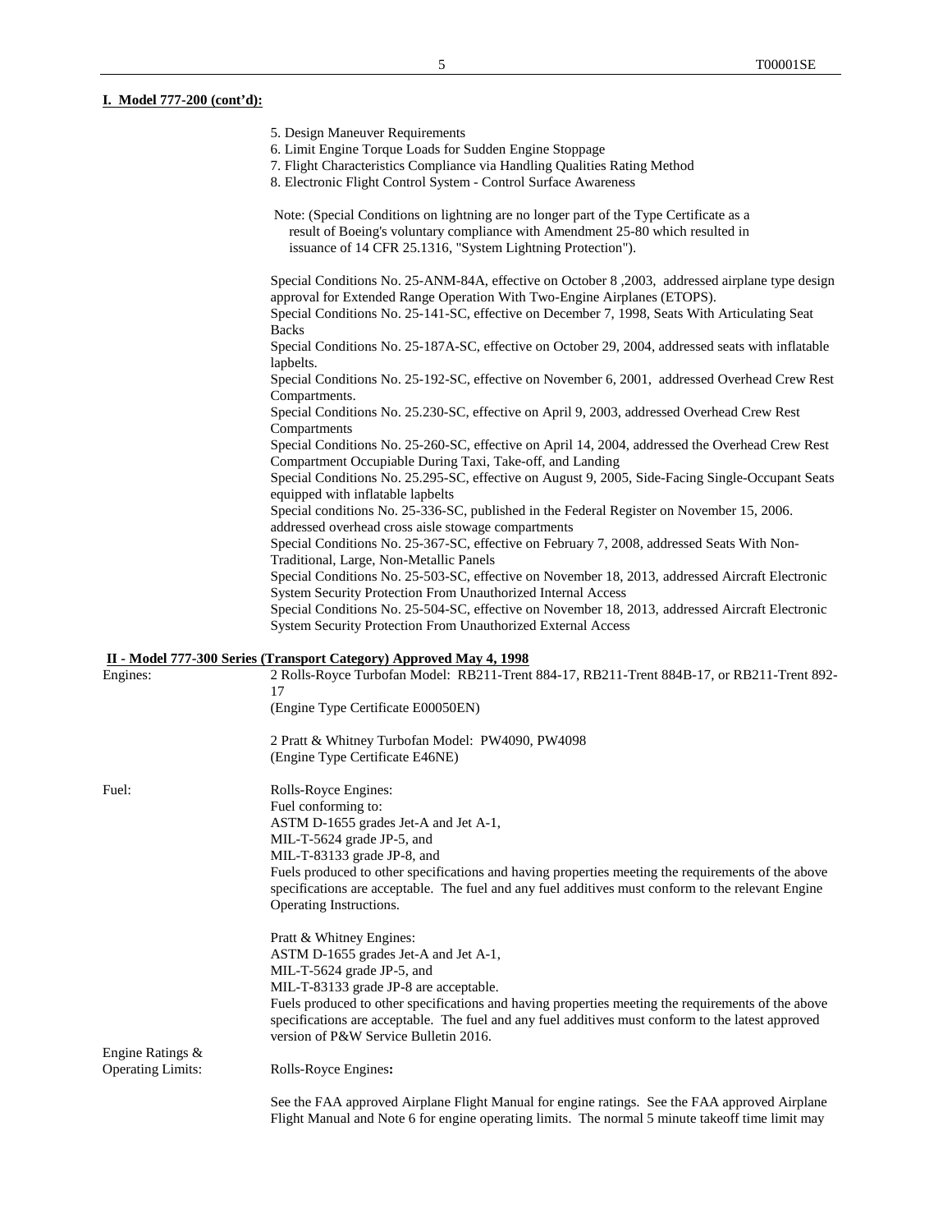**I. Model 777-200 (cont'd):**

5. Design Maneuver Requirements
6. Limit Engine Torque Loads for Sudden Engine Stoppage
7. Flight Characteristics Compliance via Handling Qualities Rating Method
8. Electronic Flight Control System - Control Surface Awareness

Note: (Special Conditions on lightning are no longer part of the Type Certificate as a result of Boeing's voluntary compliance with Amendment 25-80 which resulted in issuance of 14 CFR 25.1316, "System Lightning Protection").

Special Conditions No. 25-ANM-84A, effective on October 8 ,2003, addressed airplane type design approval for Extended Range Operation With Two-Engine Airplanes (ETOPS).
Special Conditions No. 25-141-SC, effective on December 7, 1998, Seats With Articulating Seat Backs
Special Conditions No. 25-187A-SC, effective on October 29, 2004, addressed seats with inflatable lapbelts.
Special Conditions No. 25-192-SC, effective on November 6, 2001, addressed Overhead Crew Rest Compartments.
Special Conditions No. 25.230-SC, effective on April 9, 2003, addressed Overhead Crew Rest Compartments
Special Conditions No. 25-260-SC, effective on April 14, 2004, addressed the Overhead Crew Rest Compartment Occupiable During Taxi, Take-off, and Landing
Special Conditions No. 25.295-SC, effective on August 9, 2005, Side-Facing Single-Occupant Seats equipped with inflatable lapbelts
Special conditions No. 25-336-SC, published in the Federal Register on November 15, 2006. addressed overhead cross aisle stowage compartments
Special Conditions No. 25-367-SC, effective on February 7, 2008, addressed Seats With Non-Traditional, Large, Non-Metallic Panels
Special Conditions No. 25-503-SC, effective on November 18, 2013, addressed Aircraft Electronic System Security Protection From Unauthorized Internal Access
Special Conditions No. 25-504-SC, effective on November 18, 2013, addressed Aircraft Electronic System Security Protection From Unauthorized External Access

**II - Model 777-300 Series (Transport Category) Approved May 4, 1998**

Engines: 2 Rolls-Royce Turbofan Model: RB211-Trent 884-17, RB211-Trent 884B-17, or RB211-Trent 892-17
(Engine Type Certificate E00050EN)

2 Pratt & Whitney Turbofan Model: PW4090, PW4098
(Engine Type Certificate E46NE)

Fuel: Rolls-Royce Engines:
Fuel conforming to:
ASTM D-1655 grades Jet-A and Jet A-1,
MIL-T-5624 grade JP-5, and
MIL-T-83133 grade JP-8, and
Fuels produced to other specifications and having properties meeting the requirements of the above specifications are acceptable. The fuel and any fuel additives must conform to the relevant Engine Operating Instructions.

Pratt & Whitney Engines:
ASTM D-1655 grades Jet-A and Jet A-1,
MIL-T-5624 grade JP-5, and
MIL-T-83133 grade JP-8 are acceptable.
Fuels produced to other specifications and having properties meeting the requirements of the above specifications are acceptable. The fuel and any fuel additives must conform to the latest approved version of P&W Service Bulletin 2016.

Engine Ratings & Operating Limits: Rolls-Royce Engines**:**

See the FAA approved Airplane Flight Manual for engine ratings. See the FAA approved Airplane Flight Manual and Note 6 for engine operating limits. The normal 5 minute takeoff time limit may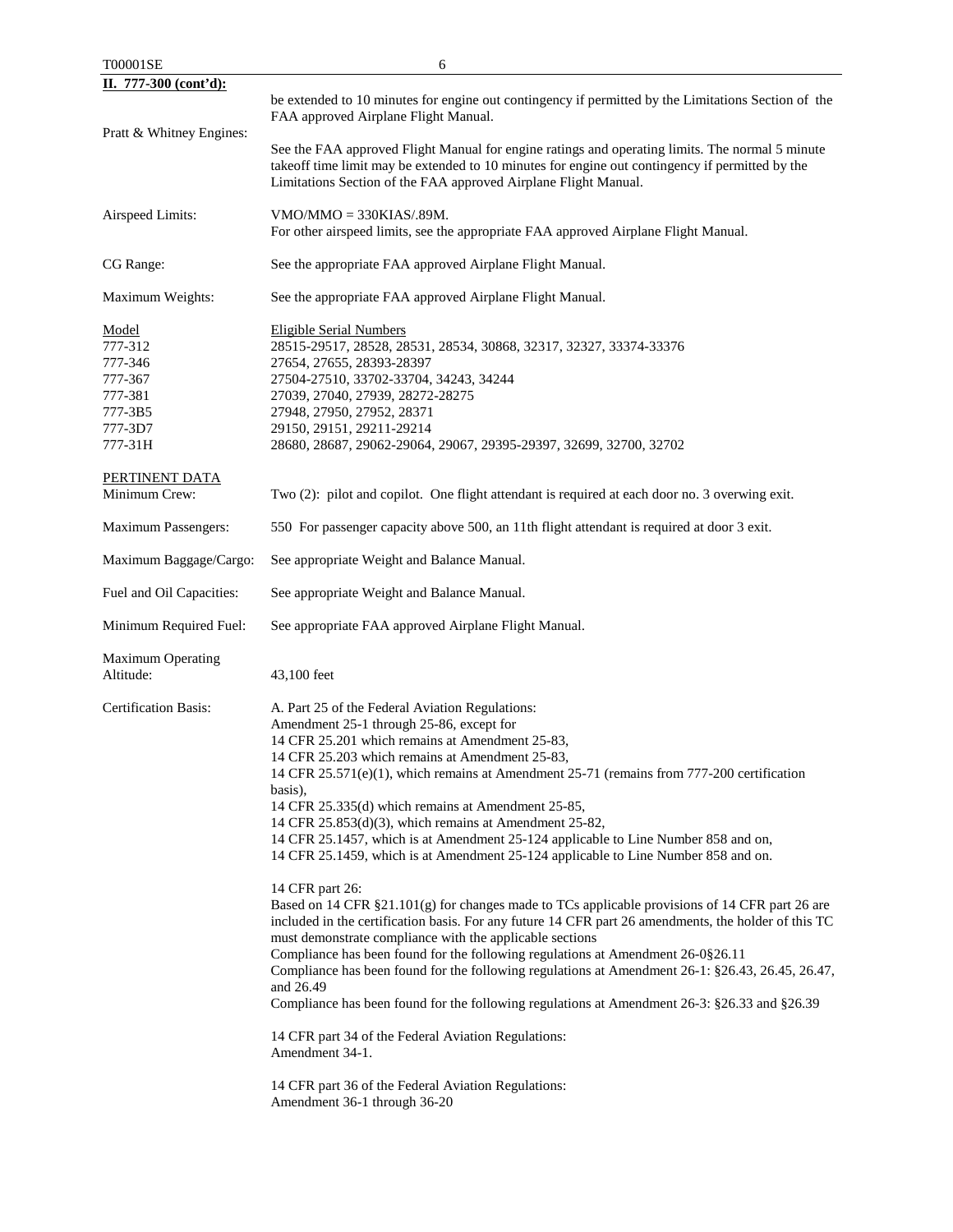**II. 777-300 (cont'd):**

be extended to 10 minutes for engine out contingency if permitted by the Limitations Section of the FAA approved Airplane Flight Manual.

Pratt & Whitney Engines: See the FAA approved Flight Manual for engine ratings and operating limits. The normal 5 minute takeoff time limit may be extended to 10 minutes for engine out contingency if permitted by the Limitations Section of the FAA approved Airplane Flight Manual.

Airspeed Limits: VMO/MMO = 330KIAS/.89M.
For other airspeed limits, see the appropriate FAA approved Airplane Flight Manual.

CG Range: See the appropriate FAA approved Airplane Flight Manual.

Maximum Weights: See the appropriate FAA approved Airplane Flight Manual.

| Model | Eligible Serial Numbers |
|---|---|
| 777-312 | 28515-29517, 28528, 28531, 28534, 30868, 32317, 32327, 33374-33376 |
| 777-346 | 27654, 27655, 28393-28397 |
| 777-367 | 27504-27510, 33702-33704, 34243, 34244 |
| 777-381 | 27039, 27040, 27939, 28272-28275 |
| 777-3B5 | 27948, 27950, 27952, 28371 |
| 777-3D7 | 29150, 29151, 29211-29214 |
| 777-31H | 28680, 28687, 29062-29064, 29067, 29395-29397, 32699, 32700, 32702 |

PERTINENT DATA

Minimum Crew: Two (2): pilot and copilot. One flight attendant is required at each door no. 3 overwing exit.

Maximum Passengers: 550 For passenger capacity above 500, an 11th flight attendant is required at door 3 exit.

Maximum Baggage/Cargo: See appropriate Weight and Balance Manual.

Fuel and Oil Capacities: See appropriate Weight and Balance Manual.

Minimum Required Fuel: See appropriate FAA approved Airplane Flight Manual.

Maximum Operating Altitude: 43,100 feet

Certification Basis:

A. Part 25 of the Federal Aviation Regulations:
Amendment 25-1 through 25-86, except for
14 CFR 25.201 which remains at Amendment 25-83,
14 CFR 25.203 which remains at Amendment 25-83,
14 CFR 25.571(e)(1), which remains at Amendment 25-71 (remains from 777-200 certification basis),
14 CFR 25.335(d) which remains at Amendment 25-85,
14 CFR 25.853(d)(3), which remains at Amendment 25-82,
14 CFR 25.1457, which is at Amendment 25-124 applicable to Line Number 858 and on,
14 CFR 25.1459, which is at Amendment 25-124 applicable to Line Number 858 and on.

14 CFR part 26:
Based on 14 CFR §21.101(g) for changes made to TCs applicable provisions of 14 CFR part 26 are included in the certification basis. For any future 14 CFR part 26 amendments, the holder of this TC must demonstrate compliance with the applicable sections
Compliance has been found for the following regulations at Amendment 26-0§26.11
Compliance has been found for the following regulations at Amendment 26-1: §26.43, 26.45, 26.47, and 26.49
Compliance has been found for the following regulations at Amendment 26-3: §26.33 and §26.39

14 CFR part 34 of the Federal Aviation Regulations:
Amendment 34-1.

14 CFR part 36 of the Federal Aviation Regulations:
Amendment 36-1 through 36-20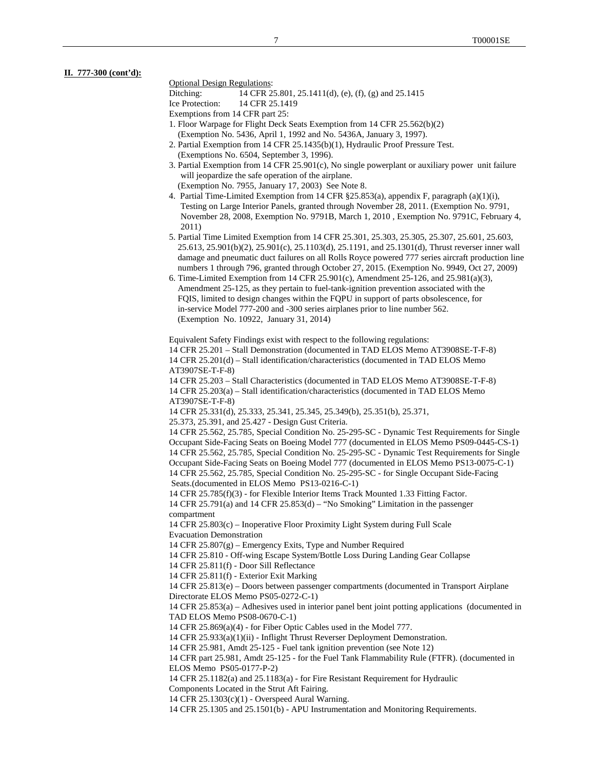**II. 777-300 (cont'd):**

Optional Design Regulations:

Ditching: 14 CFR 25.801, 25.1411(d), (e), (f), (g) and 25.1415

Ice Protection: 14 CFR 25.1419

Exemptions from 14 CFR part 25:

1. Floor Warpage for Flight Deck Seats Exemption from 14 CFR 25.562(b)(2) (Exemption No. 5436, April 1, 1992 and No. 5436A, January 3, 1997).
2. Partial Exemption from 14 CFR 25.1435(b)(1), Hydraulic Proof Pressure Test. (Exemptions No. 6504, September 3, 1996).
3. Partial Exemption from 14 CFR 25.901(c), No single powerplant or auxiliary power unit failure will jeopardize the safe operation of the airplane. (Exemption No. 7955, January 17, 2003) See Note 8.
4. Partial Time-Limited Exemption from 14 CFR §25.853(a), appendix F, paragraph (a)(1)(i), Testing on Large Interior Panels, granted through November 28, 2011. (Exemption No. 9791, November 28, 2008, Exemption No. 9791B, March 1, 2010 , Exemption No. 9791C, February 4, 2011)
5. Partial Time Limited Exemption from 14 CFR 25.301, 25.303, 25.305, 25.307, 25.601, 25.603, 25.613, 25.901(b)(2), 25.901(c), 25.1103(d), 25.1191, and 25.1301(d), Thrust reverser inner wall damage and pneumatic duct failures on all Rolls Royce powered 777 series aircraft production line numbers 1 through 796, granted through October 27, 2015. (Exemption No. 9949, Oct 27, 2009)
6. Time-Limited Exemption from 14 CFR 25.901(c), Amendment 25-126, and 25.981(a)(3), Amendment 25-125, as they pertain to fuel-tank-ignition prevention associated with the FQIS, limited to design changes within the FQPU in support of parts obsolescence, for in-service Model 777-200 and -300 series airplanes prior to line number 562. (Exemption No. 10922, January 31, 2014)

Equivalent Safety Findings exist with respect to the following regulations:

14 CFR 25.201 – Stall Demonstration (documented in TAD ELOS Memo AT3908SE-T-F-8)
14 CFR 25.201(d) – Stall identification/characteristics (documented in TAD ELOS Memo AT3907SE-T-F-8)
14 CFR 25.203 – Stall Characteristics (documented in TAD ELOS Memo AT3908SE-T-F-8)
14 CFR 25.203(a) – Stall identification/characteristics (documented in TAD ELOS Memo AT3907SE-T-F-8)
14 CFR 25.331(d), 25.333, 25.341, 25.345, 25.349(b), 25.351(b), 25.371, 25.373, 25.391, and 25.427 - Design Gust Criteria.
14 CFR 25.562, 25.785, Special Condition No. 25-295-SC - Dynamic Test Requirements for Single Occupant Side-Facing Seats on Boeing Model 777 (documented in ELOS Memo PS09-0445-CS-1)
14 CFR 25.562, 25.785, Special Condition No. 25-295-SC - Dynamic Test Requirements for Single Occupant Side-Facing Seats on Boeing Model 777 (documented in ELOS Memo PS13-0075-C-1)
14 CFR 25.562, 25.785, Special Condition No. 25-295-SC - for Single Occupant Side-Facing Seats.(documented in ELOS Memo PS13-0216-C-1)
14 CFR 25.785(f)(3) - for Flexible Interior Items Track Mounted 1.33 Fitting Factor.
14 CFR 25.791(a) and 14 CFR 25.853(d) – "No Smoking" Limitation in the passenger compartment
14 CFR 25.803(c) – Inoperative Floor Proximity Light System during Full Scale Evacuation Demonstration
14 CFR 25.807(g) – Emergency Exits, Type and Number Required
14 CFR 25.810 - Off-wing Escape System/Bottle Loss During Landing Gear Collapse
14 CFR 25.811(f) - Door Sill Reflectance
14 CFR 25.811(f) - Exterior Exit Marking
14 CFR 25.813(e) – Doors between passenger compartments (documented in Transport Airplane Directorate ELOS Memo PS05-0272-C-1)
14 CFR 25.853(a) – Adhesives used in interior panel bent joint potting applications (documented in TAD ELOS Memo PS08-0670-C-1)
14 CFR 25.869(a)(4) - for Fiber Optic Cables used in the Model 777.
14 CFR 25.933(a)(1)(ii) - Inflight Thrust Reverser Deployment Demonstration.
14 CFR 25.981, Amdt 25-125 - Fuel tank ignition prevention (see Note 12)
14 CFR part 25.981, Amdt 25-125 - for the Fuel Tank Flammability Rule (FTFR). (documented in ELOS Memo PS05-0177-P-2)
14 CFR 25.1182(a) and 25.1183(a) - for Fire Resistant Requirement for Hydraulic Components Located in the Strut Aft Fairing.
14 CFR 25.1303(c)(1) - Overspeed Aural Warning.
14 CFR 25.1305 and 25.1501(b) - APU Instrumentation and Monitoring Requirements.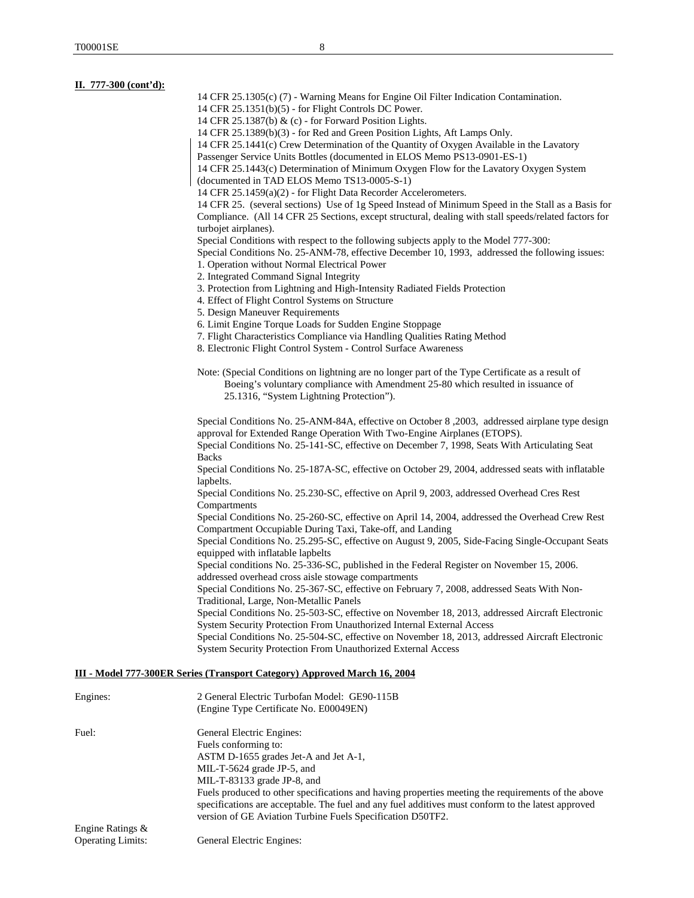**II. 777-300 (cont'd):**

14 CFR 25.1305(c) (7) - Warning Means for Engine Oil Filter Indication Contamination.
14 CFR 25.1351(b)(5) - for Flight Controls DC Power.
14 CFR 25.1387(b) & (c) - for Forward Position Lights.
14 CFR 25.1389(b)(3) - for Red and Green Position Lights, Aft Lamps Only.
14 CFR 25.1441(c) Crew Determination of the Quantity of Oxygen Available in the Lavatory Passenger Service Units Bottles (documented in ELOS Memo PS13-0901-ES-1)
14 CFR 25.1443(c) Determination of Minimum Oxygen Flow for the Lavatory Oxygen System (documented in TAD ELOS Memo TS13-0005-S-1)
14 CFR 25.1459(a)(2) - for Flight Data Recorder Accelerometers.
14 CFR 25. (several sections) Use of 1g Speed Instead of Minimum Speed in the Stall as a Basis for Compliance. (All 14 CFR 25 Sections, except structural, dealing with stall speeds/related factors for turbojet airplanes).
Special Conditions with respect to the following subjects apply to the Model 777-300:
Special Conditions No. 25-ANM-78, effective December 10, 1993, addressed the following issues:

1. Operation without Normal Electrical Power
2. Integrated Command Signal Integrity
3. Protection from Lightning and High-Intensity Radiated Fields Protection
4. Effect of Flight Control Systems on Structure
5. Design Maneuver Requirements
6. Limit Engine Torque Loads for Sudden Engine Stoppage
7. Flight Characteristics Compliance via Handling Qualities Rating Method
8. Electronic Flight Control System - Control Surface Awareness

Note: (Special Conditions on lightning are no longer part of the Type Certificate as a result of Boeing's voluntary compliance with Amendment 25-80 which resulted in issuance of 25.1316, "System Lightning Protection").

Special Conditions No. 25-ANM-84A, effective on October 8 ,2003, addressed airplane type design approval for Extended Range Operation With Two-Engine Airplanes (ETOPS).
Special Conditions No. 25-141-SC, effective on December 7, 1998, Seats With Articulating Seat Backs
Special Conditions No. 25-187A-SC, effective on October 29, 2004, addressed seats with inflatable lapbelts.
Special Conditions No. 25.230-SC, effective on April 9, 2003, addressed Overhead Cres Rest Compartments
Special Conditions No. 25-260-SC, effective on April 14, 2004, addressed the Overhead Crew Rest Compartment Occupiable During Taxi, Take-off, and Landing
Special Conditions No. 25.295-SC, effective on August 9, 2005, Side-Facing Single-Occupant Seats equipped with inflatable lapbelts
Special conditions No. 25-336-SC, published in the Federal Register on November 15, 2006. addressed overhead cross aisle stowage compartments
Special Conditions No. 25-367-SC, effective on February 7, 2008, addressed Seats With Non-Traditional, Large, Non-Metallic Panels
Special Conditions No. 25-503-SC, effective on November 18, 2013, addressed Aircraft Electronic System Security Protection From Unauthorized Internal External Access
Special Conditions No. 25-504-SC, effective on November 18, 2013, addressed Aircraft Electronic System Security Protection From Unauthorized External Access

**III - Model 777-300ER Series (Transport Category) Approved March 16, 2004**

Engines: 2 General Electric Turbofan Model: GE90-115B
(Engine Type Certificate No. E00049EN)

Fuel: General Electric Engines:
Fuels conforming to:
ASTM D-1655 grades Jet-A and Jet A-1,
MIL-T-5624 grade JP-5, and
MIL-T-83133 grade JP-8, and
Fuels produced to other specifications and having properties meeting the requirements of the above specifications are acceptable. The fuel and any fuel additives must conform to the latest approved version of GE Aviation Turbine Fuels Specification D50TF2.

Engine Ratings & Operating Limits: General Electric Engines: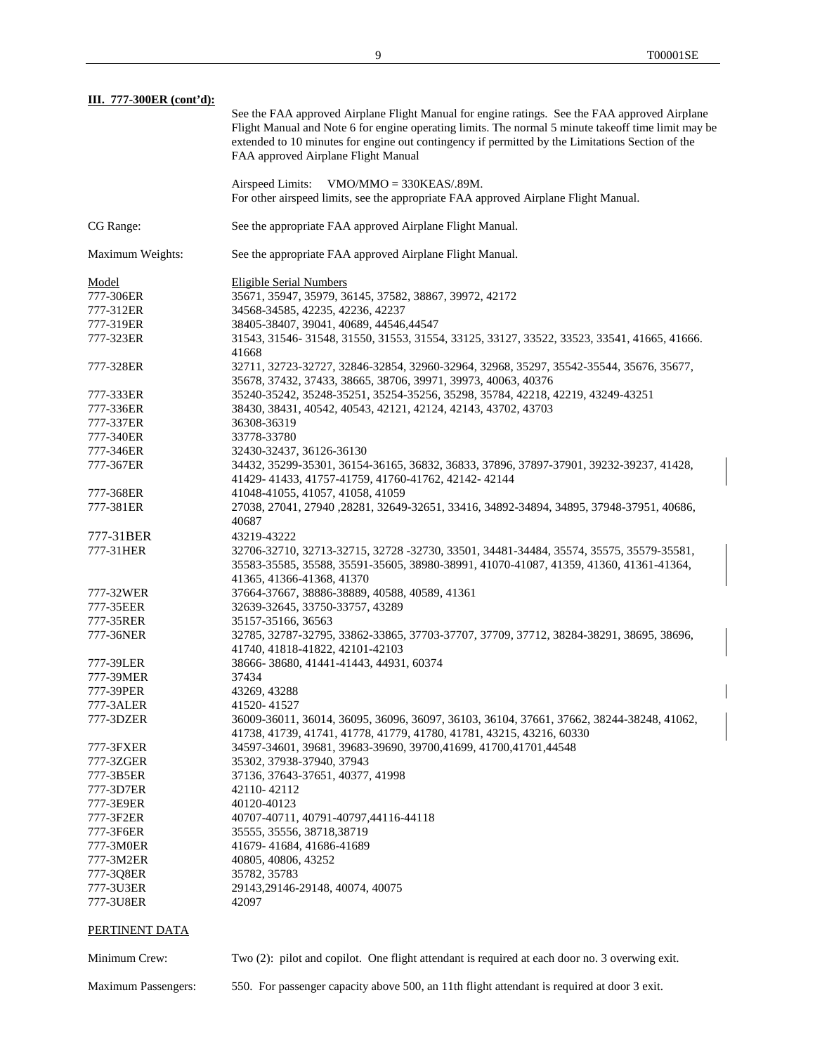**III. 777-300ER (cont'd):**

See the FAA approved Airplane Flight Manual for engine ratings. See the FAA approved Airplane Flight Manual and Note 6 for engine operating limits. The normal 5 minute takeoff time limit may be extended to 10 minutes for engine out contingency if permitted by the Limitations Section of the FAA approved Airplane Flight Manual

Airspeed Limits: VMO/MMO = 330KEAS/.89M.
For other airspeed limits, see the appropriate FAA approved Airplane Flight Manual.

CG Range: See the appropriate FAA approved Airplane Flight Manual.

Maximum Weights: See the appropriate FAA approved Airplane Flight Manual.

| Model | Eligible Serial Numbers |
|---|---|
| 777-306ER | 35671, 35947, 35979, 36145, 37582, 38867, 39972, 42172 |
| 777-312ER | 34568-34585, 42235, 42236, 42237 |
| 777-319ER | 38405-38407, 39041, 40689, 44546,44547 |
| 777-323ER | 31543, 31546- 31548, 31550, 31553, 31554, 33125, 33127, 33522, 33523, 33541, 41665, 41666. 41668 |
| 777-328ER | 32711, 32723-32727, 32846-32854, 32960-32964, 32968, 35297, 35542-35544, 35676, 35677, 35678, 37432, 37433, 38665, 38706, 39971, 39973, 40063, 40376 |
| 777-333ER | 35240-35242, 35248-35251, 35254-35256, 35298, 35784, 42218, 42219, 43249-43251 |
| 777-336ER | 38430, 38431, 40542, 40543, 42121, 42124, 42143, 43702, 43703 |
| 777-337ER | 36308-36319 |
| 777-340ER | 33778-33780 |
| 777-346ER | 32430-32437, 36126-36130 |
| 777-367ER | 34432, 35299-35301, 36154-36165, 36832, 36833, 37896, 37897-37901, 39232-39237, 41428, 41429- 41433, 41757-41759, 41760-41762, 42142- 42144 |
| 777-368ER | 41048-41055, 41057, 41058, 41059 |
| 777-381ER | 27038, 27041, 27940 ,28281, 32649-32651, 33416, 34892-34894, 34895, 37948-37951, 40686, 40687 |
| 777-31BER | 43219-43222 |
| 777-31HER | 32706-32710, 32713-32715, 32728 -32730, 33501, 34481-34484, 35574, 35575, 35579-35581, 35583-35585, 35588, 35591-35605, 38980-38991, 41070-41087, 41359, 41360, 41361-41364, 41365, 41366-41368, 41370 |
| 777-32WER | 37664-37667, 38886-38889, 40588, 40589, 41361 |
| 777-35EER | 32639-32645, 33750-33757, 43289 |
| 777-35RER | 35157-35166, 36563 |
| 777-36NER | 32785, 32787-32795, 33862-33865, 37703-37707, 37709, 37712, 38284-38291, 38695, 38696, 41740, 41818-41822, 42101-42103 |
| 777-39LER | 38666- 38680, 41441-41443, 44931, 60374 |
| 777-39MER | 37434 |
| 777-39PER | 43269, 43288 |
| 777-3ALER | 41520- 41527 |
| 777-3DZER | 36009-36011, 36014, 36095, 36096, 36097, 36103, 36104, 37661, 37662, 38244-38248, 41062, 41738, 41739, 41741, 41778, 41779, 41780, 41781, 43215, 43216, 60330 |
| 777-3FXER | 34597-34601, 39681, 39683-39690, 39700,41699, 41700,41701,44548 |
| 777-3ZGER | 35302, 37938-37940, 37943 |
| 777-3B5ER | 37136, 37643-37651, 40377, 41998 |
| 777-3D7ER | 42110- 42112 |
| 777-3E9ER | 40120-40123 |
| 777-3F2ER | 40707-40711, 40791-40797,44116-44118 |
| 777-3F6ER | 35555, 35556, 38718,38719 |
| 777-3M0ER | 41679- 41684, 41686-41689 |
| 777-3M2ER | 40805, 40806, 43252 |
| 777-3Q8ER | 35782, 35783 |
| 777-3U3ER | 29143,29146-29148, 40074, 40075 |
| 777-3U8ER | 42097 |

PERTINENT DATA

Minimum Crew: Two (2): pilot and copilot. One flight attendant is required at each door no. 3 overwing exit.

Maximum Passengers: 550. For passenger capacity above 500, an 11th flight attendant is required at door 3 exit.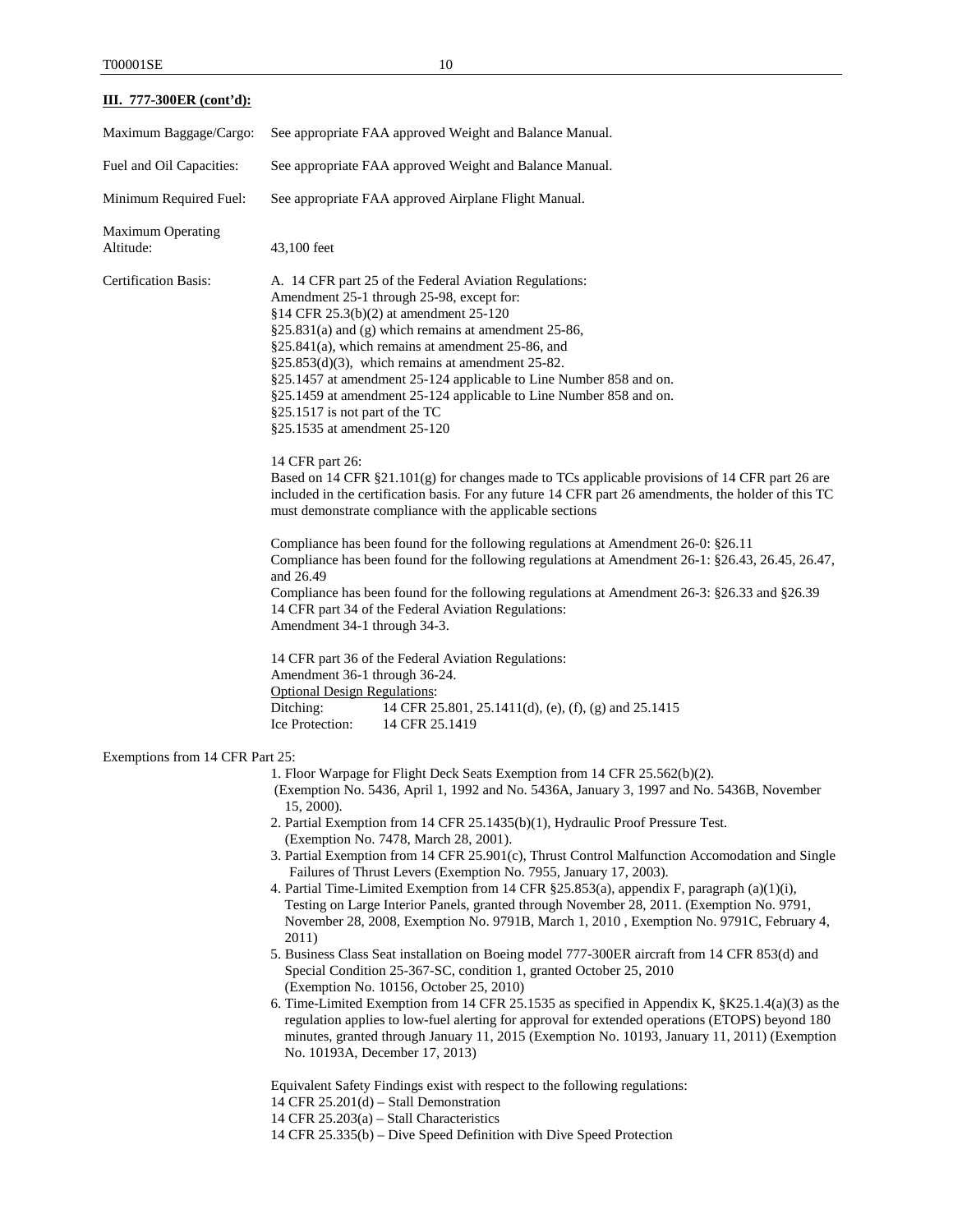**III. 777-300ER (cont'd):**

Maximum Baggage/Cargo: See appropriate FAA approved Weight and Balance Manual.

Fuel and Oil Capacities: See appropriate FAA approved Weight and Balance Manual.

Minimum Required Fuel: See appropriate FAA approved Airplane Flight Manual.

Maximum Operating Altitude: 43,100 feet

Certification Basis:

A. 14 CFR part 25 of the Federal Aviation Regulations:
Amendment 25-1 through 25-98, except for:
§14 CFR 25.3(b)(2) at amendment 25-120
§25.831(a) and (g) which remains at amendment 25-86,
§25.841(a), which remains at amendment 25-86, and
§25.853(d)(3), which remains at amendment 25-82.
§25.1457 at amendment 25-124 applicable to Line Number 858 and on.
§25.1459 at amendment 25-124 applicable to Line Number 858 and on.
§25.1517 is not part of the TC
§25.1535 at amendment 25-120

14 CFR part 26:
Based on 14 CFR §21.101(g) for changes made to TCs applicable provisions of 14 CFR part 26 are included in the certification basis. For any future 14 CFR part 26 amendments, the holder of this TC must demonstrate compliance with the applicable sections

Compliance has been found for the following regulations at Amendment 26-0: §26.11
Compliance has been found for the following regulations at Amendment 26-1: §26.43, 26.45, 26.47, and 26.49
Compliance has been found for the following regulations at Amendment 26-3: §26.33 and §26.39
14 CFR part 34 of the Federal Aviation Regulations:
Amendment 34-1 through 34-3.

14 CFR part 36 of the Federal Aviation Regulations:
Amendment 36-1 through 36-24.
Optional Design Regulations:
Ditching: 14 CFR 25.801, 25.1411(d), (e), (f), (g) and 25.1415
Ice Protection: 14 CFR 25.1419

Exemptions from 14 CFR Part 25:

1. Floor Warpage for Flight Deck Seats Exemption from 14 CFR 25.562(b)(2). (Exemption No. 5436, April 1, 1992 and No. 5436A, January 3, 1997 and No. 5436B, November 15, 2000).
2. Partial Exemption from 14 CFR 25.1435(b)(1), Hydraulic Proof Pressure Test. (Exemption No. 7478, March 28, 2001).
3. Partial Exemption from 14 CFR 25.901(c), Thrust Control Malfunction Accomodation and Single Failures of Thrust Levers (Exemption No. 7955, January 17, 2003).
4. Partial Time-Limited Exemption from 14 CFR §25.853(a), appendix F, paragraph (a)(1)(i), Testing on Large Interior Panels, granted through November 28, 2011. (Exemption No. 9791, November 28, 2008, Exemption No. 9791B, March 1, 2010 , Exemption No. 9791C, February 4, 2011)
5. Business Class Seat installation on Boeing model 777-300ER aircraft from 14 CFR 853(d) and Special Condition 25-367-SC, condition 1, granted October 25, 2010 (Exemption No. 10156, October 25, 2010)
6. Time-Limited Exemption from 14 CFR 25.1535 as specified in Appendix K, §K25.1.4(a)(3) as the regulation applies to low-fuel alerting for approval for extended operations (ETOPS) beyond 180 minutes, granted through January 11, 2015 (Exemption No. 10193, January 11, 2011) (Exemption No. 10193A, December 17, 2013)

Equivalent Safety Findings exist with respect to the following regulations:
14 CFR 25.201(d) – Stall Demonstration
14 CFR 25.203(a) – Stall Characteristics
14 CFR 25.335(b) – Dive Speed Definition with Dive Speed Protection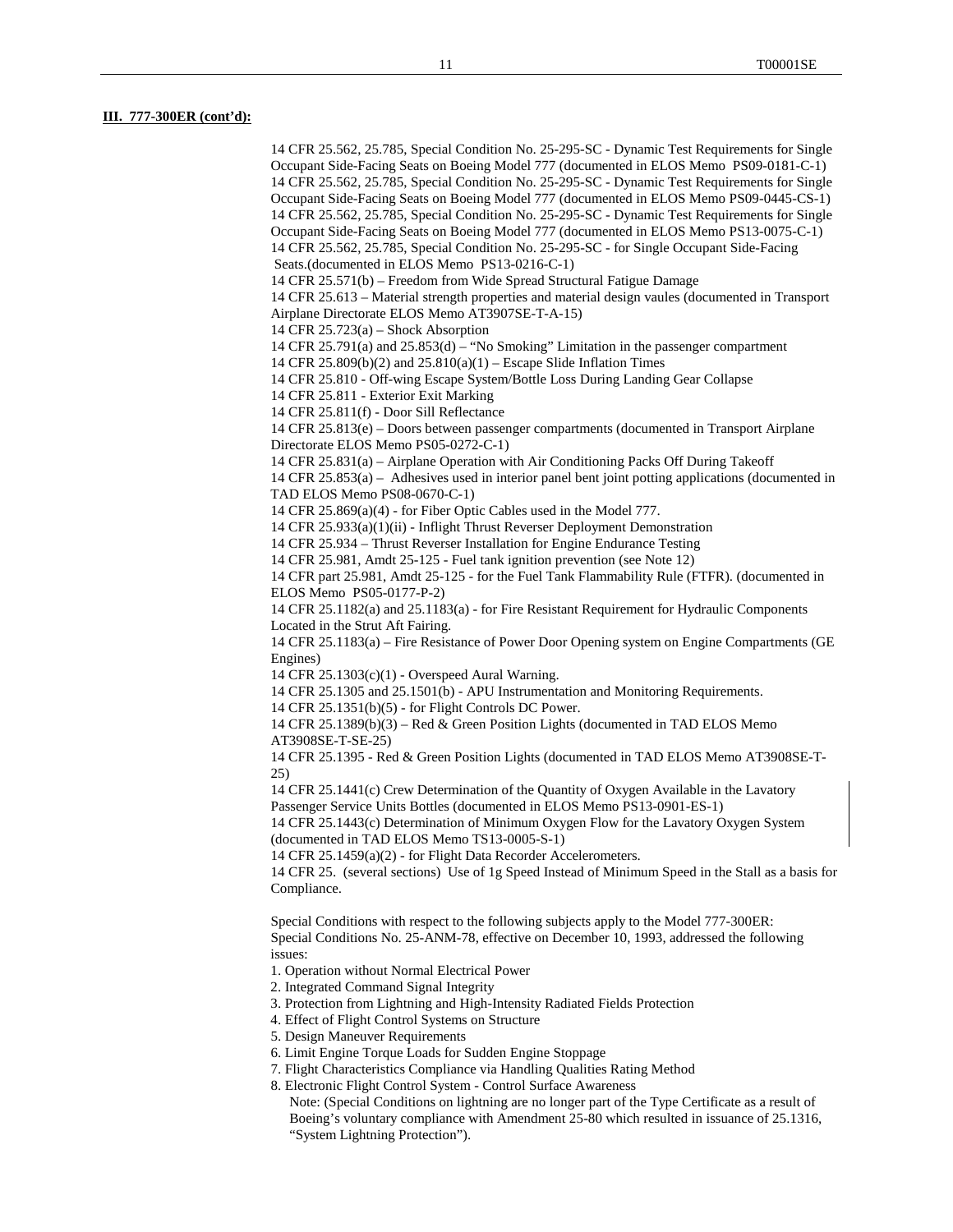**III. 777-300ER (cont'd):**

14 CFR 25.562, 25.785, Special Condition No. 25-295-SC - Dynamic Test Requirements for Single Occupant Side-Facing Seats on Boeing Model 777 (documented in ELOS Memo PS09-0181-C-1)
14 CFR 25.562, 25.785, Special Condition No. 25-295-SC - Dynamic Test Requirements for Single Occupant Side-Facing Seats on Boeing Model 777 (documented in ELOS Memo PS09-0445-CS-1)
14 CFR 25.562, 25.785, Special Condition No. 25-295-SC - Dynamic Test Requirements for Single Occupant Side-Facing Seats on Boeing Model 777 (documented in ELOS Memo PS13-0075-C-1)
14 CFR 25.562, 25.785, Special Condition No. 25-295-SC - for Single Occupant Side-Facing Seats.(documented in ELOS Memo PS13-0216-C-1)
14 CFR 25.571(b) – Freedom from Wide Spread Structural Fatigue Damage
14 CFR 25.613 – Material strength properties and material design vaules (documented in Transport Airplane Directorate ELOS Memo AT3907SE-T-A-15)
14 CFR 25.723(a) – Shock Absorption
14 CFR 25.791(a) and 25.853(d) – "No Smoking" Limitation in the passenger compartment
14 CFR 25.809(b)(2) and 25.810(a)(1) – Escape Slide Inflation Times
14 CFR 25.810 - Off-wing Escape System/Bottle Loss During Landing Gear Collapse
14 CFR 25.811 - Exterior Exit Marking
14 CFR 25.811(f) - Door Sill Reflectance
14 CFR 25.813(e) – Doors between passenger compartments (documented in Transport Airplane Directorate ELOS Memo PS05-0272-C-1)
14 CFR 25.831(a) – Airplane Operation with Air Conditioning Packs Off During Takeoff
14 CFR 25.853(a) – Adhesives used in interior panel bent joint potting applications (documented in TAD ELOS Memo PS08-0670-C-1)
14 CFR 25.869(a)(4) - for Fiber Optic Cables used in the Model 777.
14 CFR 25.933(a)(1)(ii) - Inflight Thrust Reverser Deployment Demonstration
14 CFR 25.934 – Thrust Reverser Installation for Engine Endurance Testing
14 CFR 25.981, Amdt 25-125 - Fuel tank ignition prevention (see Note 12)
14 CFR part 25.981, Amdt 25-125 - for the Fuel Tank Flammability Rule (FTFR). (documented in ELOS Memo PS05-0177-P-2)
14 CFR 25.1182(a) and 25.1183(a) - for Fire Resistant Requirement for Hydraulic Components Located in the Strut Aft Fairing.
14 CFR 25.1183(a) – Fire Resistance of Power Door Opening system on Engine Compartments (GE Engines)
14 CFR 25.1303(c)(1) - Overspeed Aural Warning.
14 CFR 25.1305 and 25.1501(b) - APU Instrumentation and Monitoring Requirements.
14 CFR 25.1351(b)(5) - for Flight Controls DC Power.
14 CFR 25.1389(b)(3) – Red & Green Position Lights (documented in TAD ELOS Memo AT3908SE-T-SE-25)
14 CFR 25.1395 - Red & Green Position Lights (documented in TAD ELOS Memo AT3908SE-T-25)
14 CFR 25.1441(c) Crew Determination of the Quantity of Oxygen Available in the Lavatory Passenger Service Units Bottles (documented in ELOS Memo PS13-0901-ES-1)
14 CFR 25.1443(c) Determination of Minimum Oxygen Flow for the Lavatory Oxygen System (documented in TAD ELOS Memo TS13-0005-S-1)
14 CFR 25.1459(a)(2) - for Flight Data Recorder Accelerometers.
14 CFR 25. (several sections) Use of 1g Speed Instead of Minimum Speed in the Stall as a basis for Compliance.

Special Conditions with respect to the following subjects apply to the Model 777-300ER:
Special Conditions No. 25-ANM-78, effective on December 10, 1993, addressed the following issues:

1. Operation without Normal Electrical Power
2. Integrated Command Signal Integrity
3. Protection from Lightning and High-Intensity Radiated Fields Protection
4. Effect of Flight Control Systems on Structure
5. Design Maneuver Requirements
6. Limit Engine Torque Loads for Sudden Engine Stoppage
7. Flight Characteristics Compliance via Handling Qualities Rating Method
8. Electronic Flight Control System - Control Surface Awareness

   Note: (Special Conditions on lightning are no longer part of the Type Certificate as a result of Boeing's voluntary compliance with Amendment 25-80 which resulted in issuance of 25.1316, "System Lightning Protection").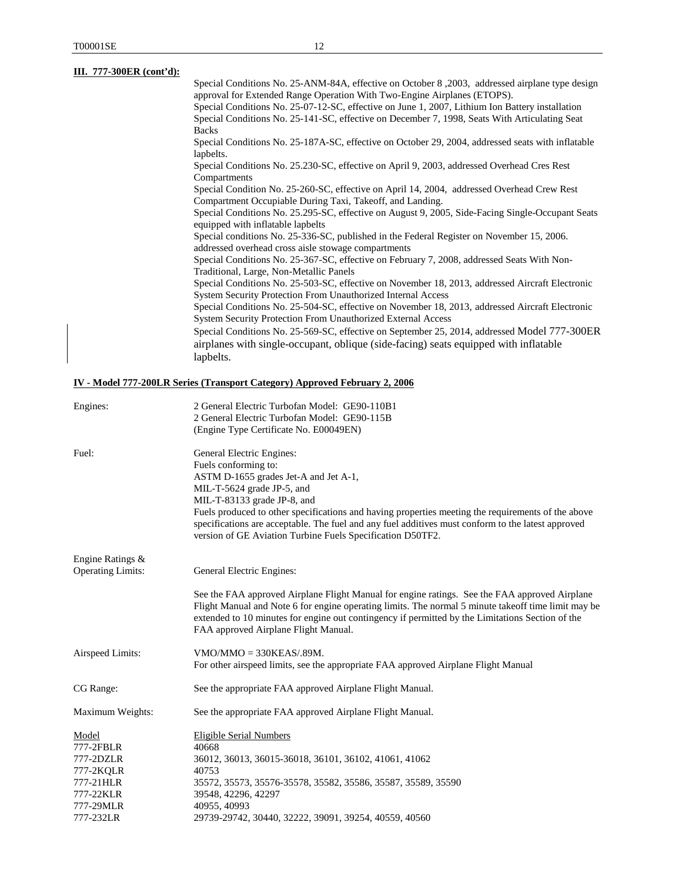**III. 777-300ER (cont'd):**

Special Conditions No. 25-ANM-84A, effective on October 8 ,2003, addressed airplane type design approval for Extended Range Operation With Two-Engine Airplanes (ETOPS).
Special Conditions No. 25-07-12-SC, effective on June 1, 2007, Lithium Ion Battery installation
Special Conditions No. 25-141-SC, effective on December 7, 1998, Seats With Articulating Seat Backs
Special Conditions No. 25-187A-SC, effective on October 29, 2004, addressed seats with inflatable lapbelts.
Special Conditions No. 25.230-SC, effective on April 9, 2003, addressed Overhead Cres Rest Compartments
Special Condition No. 25-260-SC, effective on April 14, 2004, addressed Overhead Crew Rest Compartment Occupiable During Taxi, Takeoff, and Landing.
Special Conditions No. 25.295-SC, effective on August 9, 2005, Side-Facing Single-Occupant Seats equipped with inflatable lapbelts
Special conditions No. 25-336-SC, published in the Federal Register on November 15, 2006. addressed overhead cross aisle stowage compartments
Special Conditions No. 25-367-SC, effective on February 7, 2008, addressed Seats With Non-Traditional, Large, Non-Metallic Panels
Special Conditions No. 25-503-SC, effective on November 18, 2013, addressed Aircraft Electronic System Security Protection From Unauthorized Internal Access
Special Conditions No. 25-504-SC, effective on November 18, 2013, addressed Aircraft Electronic System Security Protection From Unauthorized External Access
Special Conditions No. 25-569-SC, effective on September 25, 2014, addressed Model 777-300ER airplanes with single-occupant, oblique (side-facing) seats equipped with inflatable lapbelts.

**IV - Model 777-200LR Series (Transport Category) Approved February 2, 2006**

Engines:
2 General Electric Turbofan Model: GE90-110B1
2 General Electric Turbofan Model: GE90-115B
(Engine Type Certificate No. E00049EN)

Fuel:
General Electric Engines:
Fuels conforming to:
ASTM D-1655 grades Jet-A and Jet A-1,
MIL-T-5624 grade JP-5, and
MIL-T-83133 grade JP-8, and
Fuels produced to other specifications and having properties meeting the requirements of the above specifications are acceptable. The fuel and any fuel additives must conform to the latest approved version of GE Aviation Turbine Fuels Specification D50TF2.

Engine Ratings & Operating Limits:
General Electric Engines:

See the FAA approved Airplane Flight Manual for engine ratings. See the FAA approved Airplane Flight Manual and Note 6 for engine operating limits. The normal 5 minute takeoff time limit may be extended to 10 minutes for engine out contingency if permitted by the Limitations Section of the FAA approved Airplane Flight Manual.

Airspeed Limits:
VMO/MMO = 330KEAS/.89M.
For other airspeed limits, see the appropriate FAA approved Airplane Flight Manual

CG Range:
See the appropriate FAA approved Airplane Flight Manual.

Maximum Weights:
See the appropriate FAA approved Airplane Flight Manual.

| Model | Eligible Serial Numbers |
|---|---|
| 777-2FBLR | 40668 |
| 777-2DZLR | 36012, 36013, 36015-36018, 36101, 36102, 41061, 41062 |
| 777-2KQLR | 40753 |
| 777-21HLR | 35572, 35573, 35576-35578, 35582, 35586, 35587, 35589, 35590 |
| 777-22KLR | 39548, 42296, 42297 |
| 777-29MLR | 40955, 40993 |
| 777-232LR | 29739-29742, 30440, 32222, 39091, 39254, 40559, 40560 |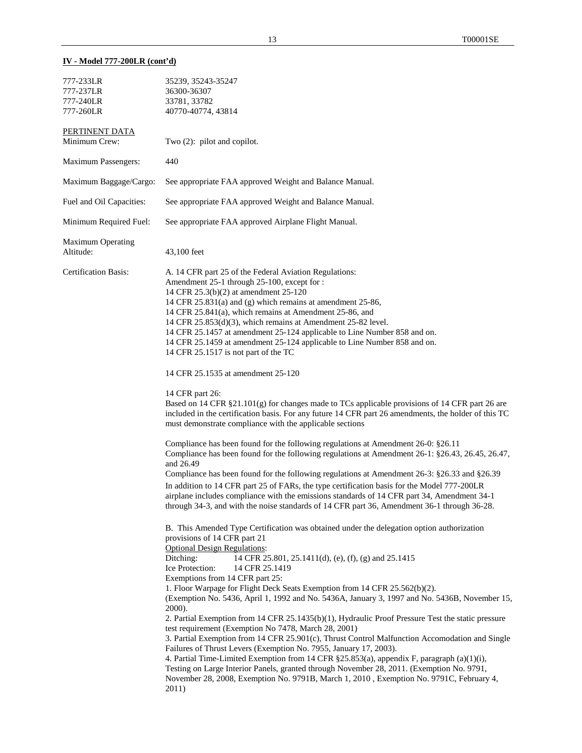**IV - Model 777-200LR (cont'd)**

| | |
|---|---|
| 777-233LR | 35239, 35243-35247 |
| 777-237LR | 36300-36307 |
| 777-240LR | 33781, 33782 |
| 777-260LR | 40770-40774, 43814 |

PERTINENT DATA

Minimum Crew: Two (2): pilot and copilot.

Maximum Passengers: 440

Maximum Baggage/Cargo: See appropriate FAA approved Weight and Balance Manual.

Fuel and Oil Capacities: See appropriate FAA approved Weight and Balance Manual.

Minimum Required Fuel: See appropriate FAA approved Airplane Flight Manual.

Maximum Operating Altitude: 43,100 feet

Certification Basis:

A. 14 CFR part 25 of the Federal Aviation Regulations:
Amendment 25-1 through 25-100, except for :
14 CFR 25.3(b)(2) at amendment 25-120
14 CFR 25.831(a) and (g) which remains at amendment 25-86,
14 CFR 25.841(a), which remains at Amendment 25-86, and
14 CFR 25.853(d)(3), which remains at Amendment 25-82 level.
14 CFR 25.1457 at amendment 25-124 applicable to Line Number 858 and on.
14 CFR 25.1459 at amendment 25-124 applicable to Line Number 858 and on.
14 CFR 25.1517 is not part of the TC

14 CFR 25.1535 at amendment 25-120

14 CFR part 26:
Based on 14 CFR §21.101(g) for changes made to TCs applicable provisions of 14 CFR part 26 are included in the certification basis. For any future 14 CFR part 26 amendments, the holder of this TC must demonstrate compliance with the applicable sections

Compliance has been found for the following regulations at Amendment 26-0: §26.11
Compliance has been found for the following regulations at Amendment 26-1: §26.43, 26.45, 26.47, and 26.49
Compliance has been found for the following regulations at Amendment 26-3: §26.33 and §26.39
In addition to 14 CFR part 25 of FARs, the type certification basis for the Model 777-200LR airplane includes compliance with the emissions standards of 14 CFR part 34, Amendment 34-1 through 34-3, and with the noise standards of 14 CFR part 36, Amendment 36-1 through 36-28.

B. This Amended Type Certification was obtained under the delegation option authorization provisions of 14 CFR part 21
Optional Design Regulations:
Ditching: 14 CFR 25.801, 25.1411(d), (e), (f), (g) and 25.1415
Ice Protection: 14 CFR 25.1419
Exemptions from 14 CFR part 25:
1. Floor Warpage for Flight Deck Seats Exemption from 14 CFR 25.562(b)(2).
(Exemption No. 5436, April 1, 1992 and No. 5436A, January 3, 1997 and No. 5436B, November 15, 2000).
2. Partial Exemption from 14 CFR 25.1435(b)(1), Hydraulic Proof Pressure Test the static pressure test requirement (Exemption No 7478, March 28, 2001)
3. Partial Exemption from 14 CFR 25.901(c), Thrust Control Malfunction Accomodation and Single Failures of Thrust Levers (Exemption No. 7955, January 17, 2003).
4. Partial Time-Limited Exemption from 14 CFR §25.853(a), appendix F, paragraph (a)(1)(i), Testing on Large Interior Panels, granted through November 28, 2011. (Exemption No. 9791, November 28, 2008, Exemption No. 9791B, March 1, 2010 , Exemption No. 9791C, February 4, 2011)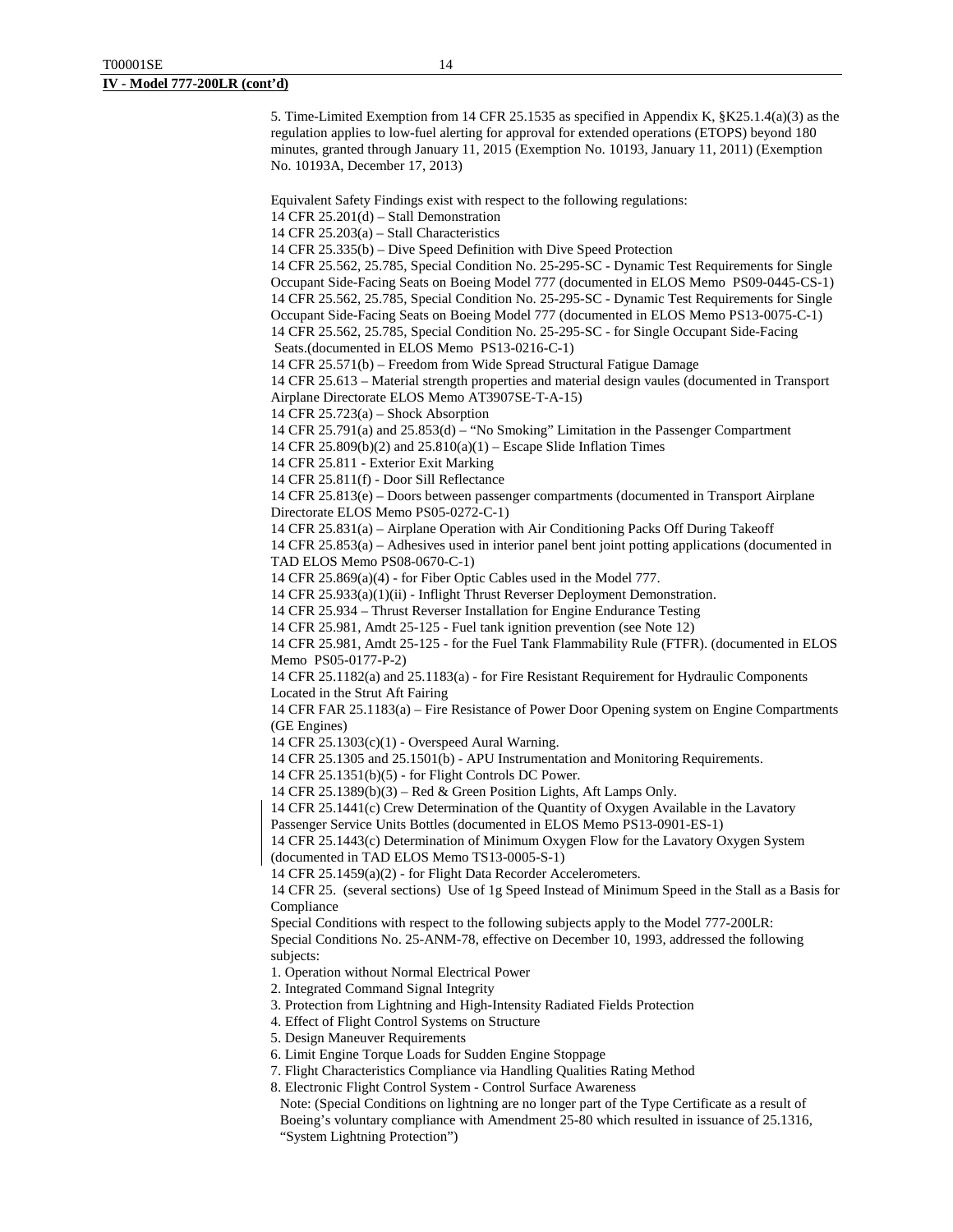**IV - Model 777-200LR (cont'd)**

5. Time-Limited Exemption from 14 CFR 25.1535 as specified in Appendix K, §K25.1.4(a)(3) as the regulation applies to low-fuel alerting for approval for extended operations (ETOPS) beyond 180 minutes, granted through January 11, 2015 (Exemption No. 10193, January 11, 2011) (Exemption No. 10193A, December 17, 2013)

Equivalent Safety Findings exist with respect to the following regulations:
14 CFR 25.201(d) – Stall Demonstration
14 CFR 25.203(a) – Stall Characteristics
14 CFR 25.335(b) – Dive Speed Definition with Dive Speed Protection
14 CFR 25.562, 25.785, Special Condition No. 25-295-SC - Dynamic Test Requirements for Single Occupant Side-Facing Seats on Boeing Model 777 (documented in ELOS Memo PS09-0445-CS-1)
14 CFR 25.562, 25.785, Special Condition No. 25-295-SC - Dynamic Test Requirements for Single Occupant Side-Facing Seats on Boeing Model 777 (documented in ELOS Memo PS13-0075-C-1)
14 CFR 25.562, 25.785, Special Condition No. 25-295-SC - for Single Occupant Side-Facing Seats.(documented in ELOS Memo PS13-0216-C-1)
14 CFR 25.571(b) – Freedom from Wide Spread Structural Fatigue Damage
14 CFR 25.613 – Material strength properties and material design vaules (documented in Transport Airplane Directorate ELOS Memo AT3907SE-T-A-15)
14 CFR 25.723(a) – Shock Absorption
14 CFR 25.791(a) and 25.853(d) – "No Smoking" Limitation in the Passenger Compartment
14 CFR 25.809(b)(2) and 25.810(a)(1) – Escape Slide Inflation Times
14 CFR 25.811 - Exterior Exit Marking
14 CFR 25.811(f) - Door Sill Reflectance
14 CFR 25.813(e) – Doors between passenger compartments (documented in Transport Airplane Directorate ELOS Memo PS05-0272-C-1)
14 CFR 25.831(a) – Airplane Operation with Air Conditioning Packs Off During Takeoff
14 CFR 25.853(a) – Adhesives used in interior panel bent joint potting applications (documented in TAD ELOS Memo PS08-0670-C-1)
14 CFR 25.869(a)(4) - for Fiber Optic Cables used in the Model 777.
14 CFR 25.933(a)(1)(ii) - Inflight Thrust Reverser Deployment Demonstration.
14 CFR 25.934 – Thrust Reverser Installation for Engine Endurance Testing
14 CFR 25.981, Amdt 25-125 - Fuel tank ignition prevention (see Note 12)
14 CFR 25.981, Amdt 25-125 - for the Fuel Tank Flammability Rule (FTFR). (documented in ELOS Memo PS05-0177-P-2)
14 CFR 25.1182(a) and 25.1183(a) - for Fire Resistant Requirement for Hydraulic Components Located in the Strut Aft Fairing
14 CFR FAR 25.1183(a) – Fire Resistance of Power Door Opening system on Engine Compartments (GE Engines)
14 CFR 25.1303(c)(1) - Overspeed Aural Warning.
14 CFR 25.1305 and 25.1501(b) - APU Instrumentation and Monitoring Requirements.
14 CFR 25.1351(b)(5) - for Flight Controls DC Power.
14 CFR 25.1389(b)(3) – Red & Green Position Lights, Aft Lamps Only.
14 CFR 25.1441(c) Crew Determination of the Quantity of Oxygen Available in the Lavatory Passenger Service Units Bottles (documented in ELOS Memo PS13-0901-ES-1)
14 CFR 25.1443(c) Determination of Minimum Oxygen Flow for the Lavatory Oxygen System (documented in TAD ELOS Memo TS13-0005-S-1)
14 CFR 25.1459(a)(2) - for Flight Data Recorder Accelerometers.
14 CFR 25. (several sections) Use of 1g Speed Instead of Minimum Speed in the Stall as a Basis for Compliance

Special Conditions with respect to the following subjects apply to the Model 777-200LR:
Special Conditions No. 25-ANM-78, effective on December 10, 1993, addressed the following subjects:

1. Operation without Normal Electrical Power
2. Integrated Command Signal Integrity
3. Protection from Lightning and High-Intensity Radiated Fields Protection
4. Effect of Flight Control Systems on Structure
5. Design Maneuver Requirements
6. Limit Engine Torque Loads for Sudden Engine Stoppage
7. Flight Characteristics Compliance via Handling Qualities Rating Method
8. Electronic Flight Control System - Control Surface Awareness

Note: (Special Conditions on lightning are no longer part of the Type Certificate as a result of Boeing's voluntary compliance with Amendment 25-80 which resulted in issuance of 25.1316, "System Lightning Protection")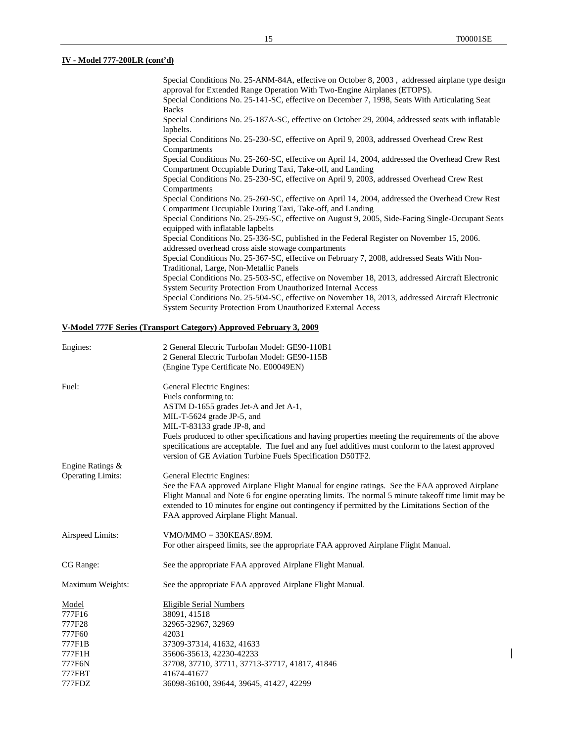**IV - Model 777-200LR (cont'd)**

Special Conditions No. 25-ANM-84A, effective on October 8, 2003 , addressed airplane type design approval for Extended Range Operation With Two-Engine Airplanes (ETOPS).
Special Conditions No. 25-141-SC, effective on December 7, 1998, Seats With Articulating Seat Backs
Special Conditions No. 25-187A-SC, effective on October 29, 2004, addressed seats with inflatable lapbelts.
Special Conditions No. 25-230-SC, effective on April 9, 2003, addressed Overhead Crew Rest Compartments
Special Conditions No. 25-260-SC, effective on April 14, 2004, addressed the Overhead Crew Rest Compartment Occupiable During Taxi, Take-off, and Landing
Special Conditions No. 25-230-SC, effective on April 9, 2003, addressed Overhead Crew Rest Compartments
Special Conditions No. 25-260-SC, effective on April 14, 2004, addressed the Overhead Crew Rest Compartment Occupiable During Taxi, Take-off, and Landing
Special Conditions No. 25-295-SC, effective on August 9, 2005, Side-Facing Single-Occupant Seats equipped with inflatable lapbelts
Special Conditions No. 25-336-SC, published in the Federal Register on November 15, 2006. addressed overhead cross aisle stowage compartments
Special Conditions No. 25-367-SC, effective on February 7, 2008, addressed Seats With Non-Traditional, Large, Non-Metallic Panels
Special Conditions No. 25-503-SC, effective on November 18, 2013, addressed Aircraft Electronic System Security Protection From Unauthorized Internal Access
Special Conditions No. 25-504-SC, effective on November 18, 2013, addressed Aircraft Electronic System Security Protection From Unauthorized External Access

**V-Model 777F Series (Transport Category) Approved February 3, 2009**

Engines:
2 General Electric Turbofan Model: GE90-110B1
2 General Electric Turbofan Model: GE90-115B
(Engine Type Certificate No. E00049EN)

Fuel:
General Electric Engines:
Fuels conforming to:
ASTM D-1655 grades Jet-A and Jet A-1,
MIL-T-5624 grade JP-5, and
MIL-T-83133 grade JP-8, and
Fuels produced to other specifications and having properties meeting the requirements of the above specifications are acceptable. The fuel and any fuel additives must conform to the latest approved version of GE Aviation Turbine Fuels Specification D50TF2.

Engine Ratings & Operating Limits:
General Electric Engines:
See the FAA approved Airplane Flight Manual for engine ratings. See the FAA approved Airplane Flight Manual and Note 6 for engine operating limits. The normal 5 minute takeoff time limit may be extended to 10 minutes for engine out contingency if permitted by the Limitations Section of the FAA approved Airplane Flight Manual.

Airspeed Limits:
VMO/MMO = 330KEAS/.89M.
For other airspeed limits, see the appropriate FAA approved Airplane Flight Manual.

CG Range:
See the appropriate FAA approved Airplane Flight Manual.

Maximum Weights:
See the appropriate FAA approved Airplane Flight Manual.

| Model | Eligible Serial Numbers |
|---|---|
| 777F16 | 38091, 41518 |
| 777F28 | 32965-32967, 32969 |
| 777F60 | 42031 |
| 777F1B | 37309-37314, 41632, 41633 |
| 777F1H | 35606-35613, 42230-42233 |
| 777F6N | 37708, 37710, 37711, 37713-37717, 41817, 41846 |
| 777FBT | 41674-41677 |
| 777FDZ | 36098-36100, 39644, 39645, 41427, 42299 |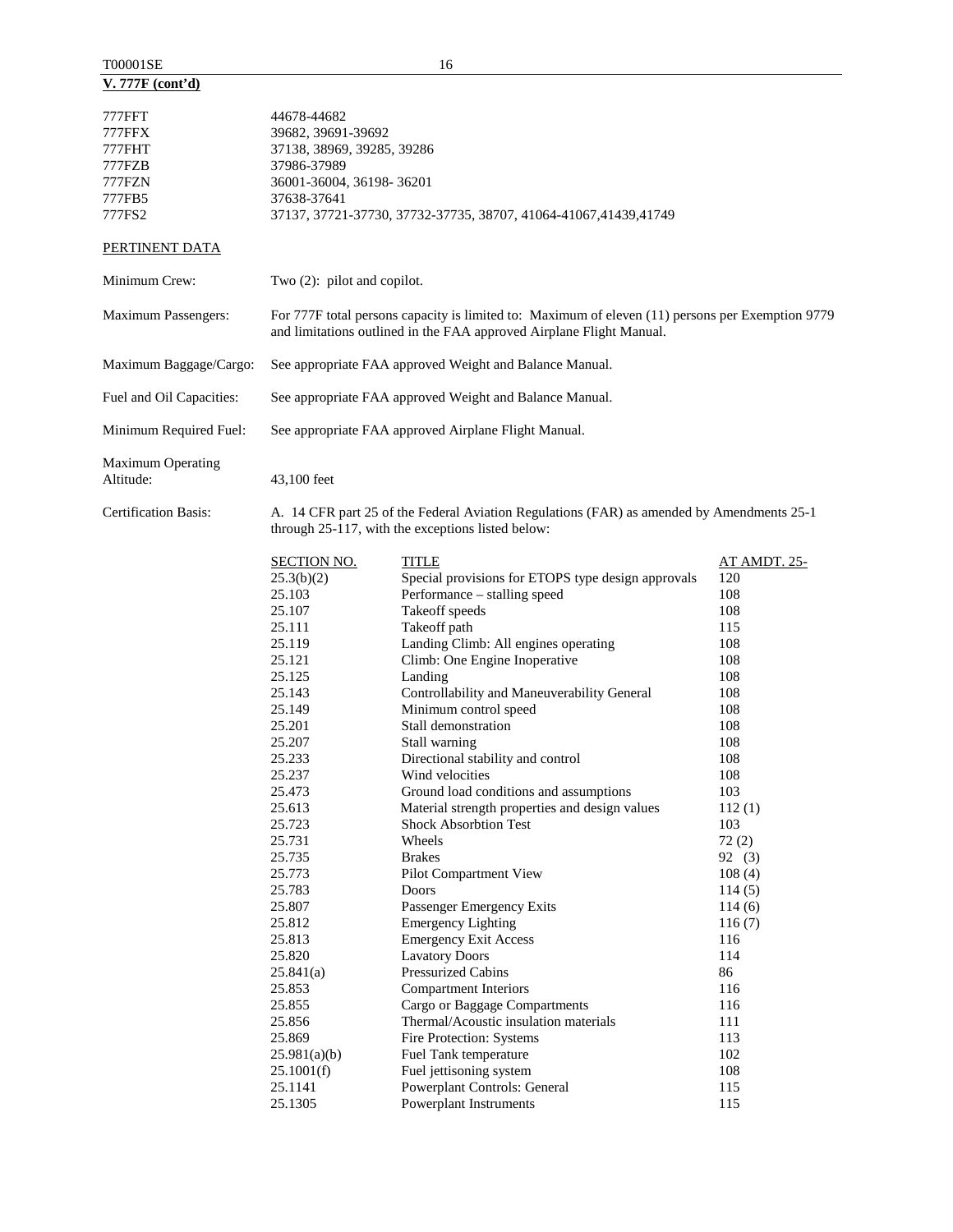**V. 777F (cont'd)**

| | |
|---|---|
| 777FFT | 44678-44682 |
| 777FFX | 39682, 39691-39692 |
| 777FHT | 37138, 38969, 39285, 39286 |
| 777FZB | 37986-37989 |
| 777FZN | 36001-36004, 36198- 36201 |
| 777FB5 | 37638-37641 |
| 777FS2 | 37137, 37721-37730, 37732-37735, 38707, 41064-41067,41439,41749 |

PERTINENT DATA

Minimum Crew: Two (2): pilot and copilot.

Maximum Passengers: For 777F total persons capacity is limited to: Maximum of eleven (11) persons per Exemption 9779 and limitations outlined in the FAA approved Airplane Flight Manual.

Maximum Baggage/Cargo: See appropriate FAA approved Weight and Balance Manual.

Fuel and Oil Capacities: See appropriate FAA approved Weight and Balance Manual.

Minimum Required Fuel: See appropriate FAA approved Airplane Flight Manual.

Maximum Operating Altitude: 43,100 feet

Certification Basis: A. 14 CFR part 25 of the Federal Aviation Regulations (FAR) as amended by Amendments 25-1 through 25-117, with the exceptions listed below:

| SECTION NO. | TITLE | AT AMDT. 25- |
|---|---|---|
| 25.3(b)(2) | Special provisions for ETOPS type design approvals | 120 |
| 25.103 | Performance – stalling speed | 108 |
| 25.107 | Takeoff speeds | 108 |
| 25.111 | Takeoff path | 115 |
| 25.119 | Landing Climb: All engines operating | 108 |
| 25.121 | Climb: One Engine Inoperative | 108 |
| 25.125 | Landing | 108 |
| 25.143 | Controllability and Maneuverability General | 108 |
| 25.149 | Minimum control speed | 108 |
| 25.201 | Stall demonstration | 108 |
| 25.207 | Stall warning | 108 |
| 25.233 | Directional stability and control | 108 |
| 25.237 | Wind velocities | 108 |
| 25.473 | Ground load conditions and assumptions | 103 |
| 25.613 | Material strength properties and design values | 112 (1) |
| 25.723 | Shock Absorbtion Test | 103 |
| 25.731 | Wheels | 72 (2) |
| 25.735 | Brakes | 92 (3) |
| 25.773 | Pilot Compartment View | 108 (4) |
| 25.783 | Doors | 114 (5) |
| 25.807 | Passenger Emergency Exits | 114 (6) |
| 25.812 | Emergency Lighting | 116 (7) |
| 25.813 | Emergency Exit Access | 116 |
| 25.820 | Lavatory Doors | 114 |
| 25.841(a) | Pressurized Cabins | 86 |
| 25.853 | Compartment Interiors | 116 |
| 25.855 | Cargo or Baggage Compartments | 116 |
| 25.856 | Thermal/Acoustic insulation materials | 111 |
| 25.869 | Fire Protection: Systems | 113 |
| 25.981(a)(b) | Fuel Tank temperature | 102 |
| 25.1001(f) | Fuel jettisoning system | 108 |
| 25.1141 | Powerplant Controls: General | 115 |
| 25.1305 | Powerplant Instruments | 115 |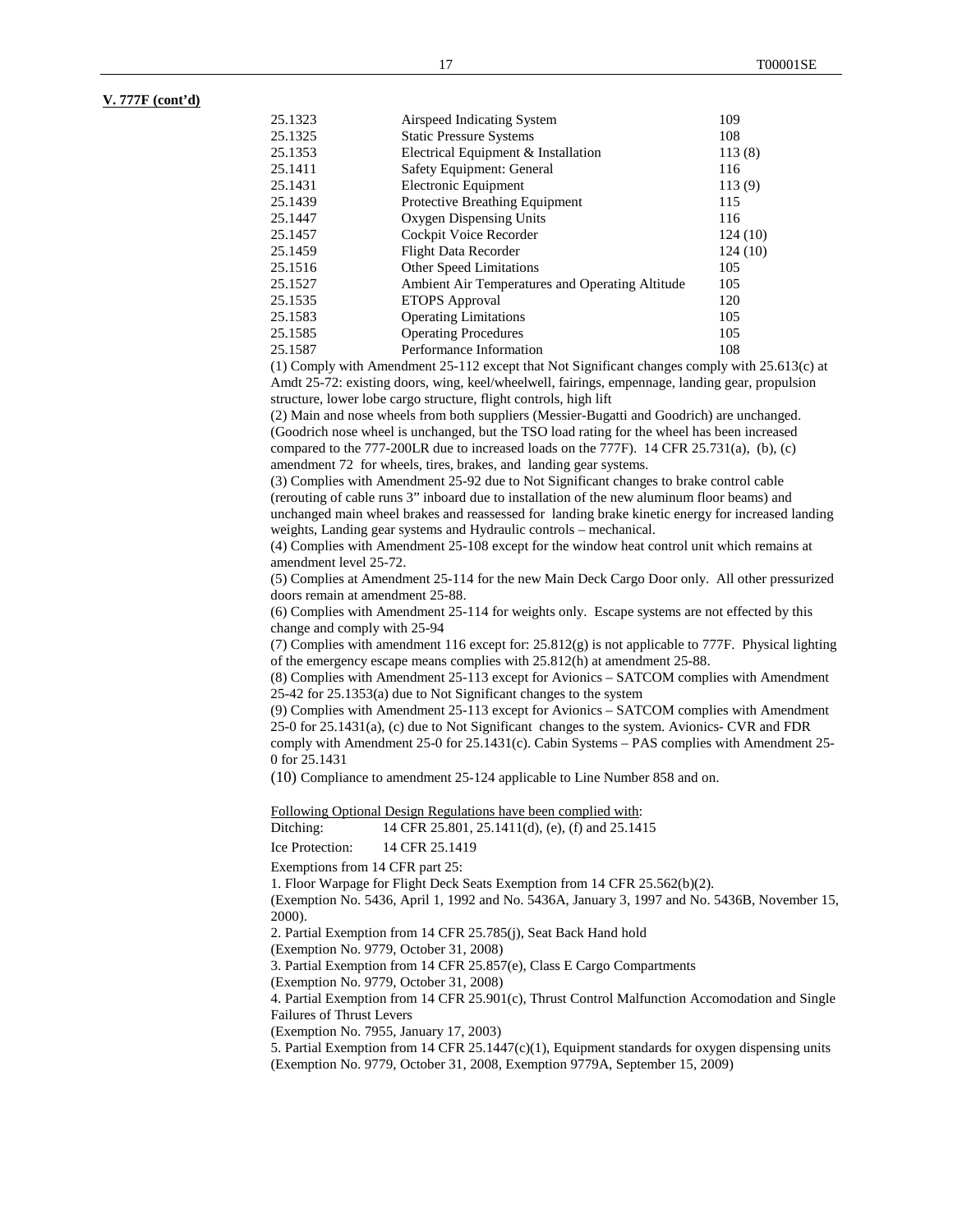**V. 777F (cont'd)**

| | | |
|---|---|---|
| 25.1323 | Airspeed Indicating System | 109 |
| 25.1325 | Static Pressure Systems | 108 |
| 25.1353 | Electrical Equipment & Installation | 113 (8) |
| 25.1411 | Safety Equipment: General | 116 |
| 25.1431 | Electronic Equipment | 113 (9) |
| 25.1439 | Protective Breathing Equipment | 115 |
| 25.1447 | Oxygen Dispensing Units | 116 |
| 25.1457 | Cockpit Voice Recorder | 124 (10) |
| 25.1459 | Flight Data Recorder | 124 (10) |
| 25.1516 | Other Speed Limitations | 105 |
| 25.1527 | Ambient Air Temperatures and Operating Altitude | 105 |
| 25.1535 | ETOPS Approval | 120 |
| 25.1583 | Operating Limitations | 105 |
| 25.1585 | Operating Procedures | 105 |
| 25.1587 | Performance Information | 108 |

(1) Comply with Amendment 25-112 except that Not Significant changes comply with 25.613(c) at Amdt 25-72: existing doors, wing, keel/wheelwell, fairings, empennage, landing gear, propulsion structure, lower lobe cargo structure, flight controls, high lift

(2) Main and nose wheels from both suppliers (Messier-Bugatti and Goodrich) are unchanged. (Goodrich nose wheel is unchanged, but the TSO load rating for the wheel has been increased compared to the 777-200LR due to increased loads on the 777F). 14 CFR 25.731(a), (b), (c) amendment 72 for wheels, tires, brakes, and landing gear systems.

(3) Complies with Amendment 25-92 due to Not Significant changes to brake control cable (rerouting of cable runs 3" inboard due to installation of the new aluminum floor beams) and unchanged main wheel brakes and reassessed for landing brake kinetic energy for increased landing weights, Landing gear systems and Hydraulic controls – mechanical.

(4) Complies with Amendment 25-108 except for the window heat control unit which remains at amendment level 25-72.

(5) Complies at Amendment 25-114 for the new Main Deck Cargo Door only. All other pressurized doors remain at amendment 25-88.

(6) Complies with Amendment 25-114 for weights only. Escape systems are not effected by this change and comply with 25-94

(7) Complies with amendment 116 except for: 25.812(g) is not applicable to 777F. Physical lighting of the emergency escape means complies with 25.812(h) at amendment 25-88.

(8) Complies with Amendment 25-113 except for Avionics – SATCOM complies with Amendment 25-42 for 25.1353(a) due to Not Significant changes to the system

(9) Complies with Amendment 25-113 except for Avionics – SATCOM complies with Amendment 25-0 for 25.1431(a), (c) due to Not Significant changes to the system. Avionics- CVR and FDR comply with Amendment 25-0 for 25.1431(c). Cabin Systems – PAS complies with Amendment 25-0 for 25.1431

(10) Compliance to amendment 25-124 applicable to Line Number 858 and on.

Following Optional Design Regulations have been complied with:

Ditching: 14 CFR 25.801, 25.1411(d), (e), (f) and 25.1415

Ice Protection: 14 CFR 25.1419

Exemptions from 14 CFR part 25:

1. Floor Warpage for Flight Deck Seats Exemption from 14 CFR 25.562(b)(2).
(Exemption No. 5436, April 1, 1992 and No. 5436A, January 3, 1997 and No. 5436B, November 15, 2000).
2. Partial Exemption from 14 CFR 25.785(j), Seat Back Hand hold
(Exemption No. 9779, October 31, 2008)
3. Partial Exemption from 14 CFR 25.857(e), Class E Cargo Compartments
(Exemption No. 9779, October 31, 2008)
4. Partial Exemption from 14 CFR 25.901(c), Thrust Control Malfunction Accomodation and Single Failures of Thrust Levers
(Exemption No. 7955, January 17, 2003)
5. Partial Exemption from 14 CFR 25.1447(c)(1), Equipment standards for oxygen dispensing units
(Exemption No. 9779, October 31, 2008, Exemption 9779A, September 15, 2009)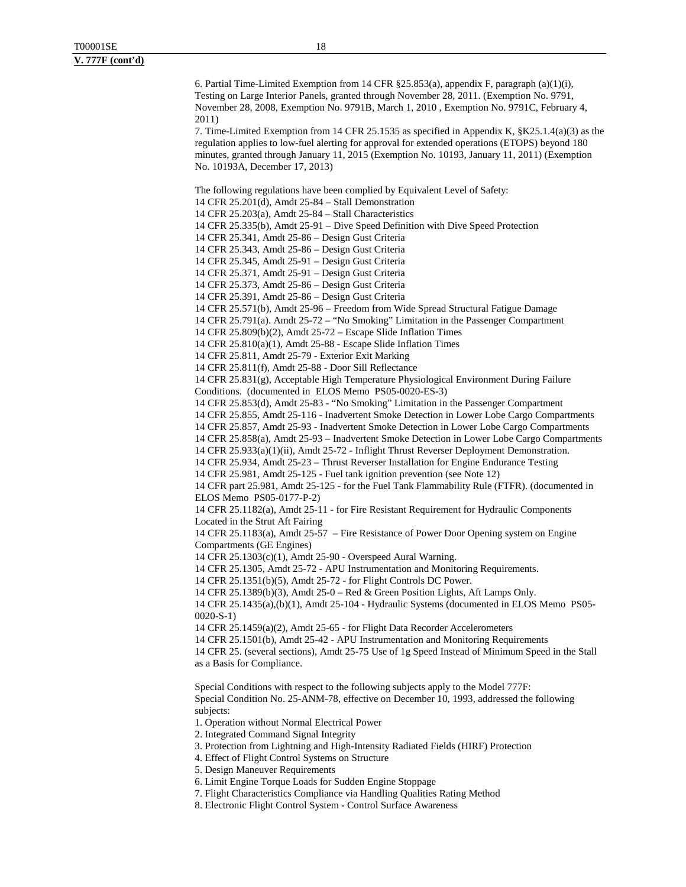**V. 777F (cont'd)**

6. Partial Time-Limited Exemption from 14 CFR §25.853(a), appendix F, paragraph (a)(1)(i), Testing on Large Interior Panels, granted through November 28, 2011. (Exemption No. 9791, November 28, 2008, Exemption No. 9791B, March 1, 2010 , Exemption No. 9791C, February 4, 2011)
7. Time-Limited Exemption from 14 CFR 25.1535 as specified in Appendix K, §K25.1.4(a)(3) as the regulation applies to low-fuel alerting for approval for extended operations (ETOPS) beyond 180 minutes, granted through January 11, 2015 (Exemption No. 10193, January 11, 2011) (Exemption No. 10193A, December 17, 2013)

The following regulations have been complied by Equivalent Level of Safety:
14 CFR 25.201(d), Amdt 25-84 – Stall Demonstration
14 CFR 25.203(a), Amdt 25-84 – Stall Characteristics
14 CFR 25.335(b), Amdt 25-91 – Dive Speed Definition with Dive Speed Protection
14 CFR 25.341, Amdt 25-86 – Design Gust Criteria
14 CFR 25.343, Amdt 25-86 – Design Gust Criteria
14 CFR 25.345, Amdt 25-91 – Design Gust Criteria
14 CFR 25.371, Amdt 25-91 – Design Gust Criteria
14 CFR 25.373, Amdt 25-86 – Design Gust Criteria
14 CFR 25.391, Amdt 25-86 – Design Gust Criteria
14 CFR 25.571(b), Amdt 25-96 – Freedom from Wide Spread Structural Fatigue Damage
14 CFR 25.791(a). Amdt 25-72 – "No Smoking" Limitation in the Passenger Compartment
14 CFR 25.809(b)(2), Amdt 25-72 – Escape Slide Inflation Times
14 CFR 25.810(a)(1), Amdt 25-88 - Escape Slide Inflation Times
14 CFR 25.811, Amdt 25-79 - Exterior Exit Marking
14 CFR 25.811(f), Amdt 25-88 - Door Sill Reflectance
14 CFR 25.831(g), Acceptable High Temperature Physiological Environment During Failure Conditions. (documented in ELOS Memo PS05-0020-ES-3)
14 CFR 25.853(d), Amdt 25-83 - "No Smoking" Limitation in the Passenger Compartment
14 CFR 25.855, Amdt 25-116 - Inadvertent Smoke Detection in Lower Lobe Cargo Compartments
14 CFR 25.857, Amdt 25-93 - Inadvertent Smoke Detection in Lower Lobe Cargo Compartments
14 CFR 25.858(a), Amdt 25-93 – Inadvertent Smoke Detection in Lower Lobe Cargo Compartments
14 CFR 25.933(a)(1)(ii), Amdt 25-72 - Inflight Thrust Reverser Deployment Demonstration.
14 CFR 25.934, Amdt 25-23 – Thrust Reverser Installation for Engine Endurance Testing
14 CFR 25.981, Amdt 25-125 - Fuel tank ignition prevention (see Note 12)
14 CFR part 25.981, Amdt 25-125 - for the Fuel Tank Flammability Rule (FTFR). (documented in ELOS Memo PS05-0177-P-2)
14 CFR 25.1182(a), Amdt 25-11 - for Fire Resistant Requirement for Hydraulic Components Located in the Strut Aft Fairing
14 CFR 25.1183(a), Amdt 25-57 – Fire Resistance of Power Door Opening system on Engine Compartments (GE Engines)
14 CFR 25.1303(c)(1), Amdt 25-90 - Overspeed Aural Warning.
14 CFR 25.1305, Amdt 25-72 - APU Instrumentation and Monitoring Requirements.
14 CFR 25.1351(b)(5), Amdt 25-72 - for Flight Controls DC Power.
14 CFR 25.1389(b)(3), Amdt 25-0 – Red & Green Position Lights, Aft Lamps Only.
14 CFR 25.1435(a),(b)(1), Amdt 25-104 - Hydraulic Systems (documented in ELOS Memo PS05-0020-S-1)
14 CFR 25.1459(a)(2), Amdt 25-65 - for Flight Data Recorder Accelerometers
14 CFR 25.1501(b), Amdt 25-42 - APU Instrumentation and Monitoring Requirements
14 CFR 25. (several sections), Amdt 25-75 Use of 1g Speed Instead of Minimum Speed in the Stall as a Basis for Compliance.

Special Conditions with respect to the following subjects apply to the Model 777F:
Special Condition No. 25-ANM-78, effective on December 10, 1993, addressed the following subjects:
1. Operation without Normal Electrical Power
2. Integrated Command Signal Integrity
3. Protection from Lightning and High-Intensity Radiated Fields (HIRF) Protection
4. Effect of Flight Control Systems on Structure
5. Design Maneuver Requirements
6. Limit Engine Torque Loads for Sudden Engine Stoppage
7. Flight Characteristics Compliance via Handling Qualities Rating Method
8. Electronic Flight Control System - Control Surface Awareness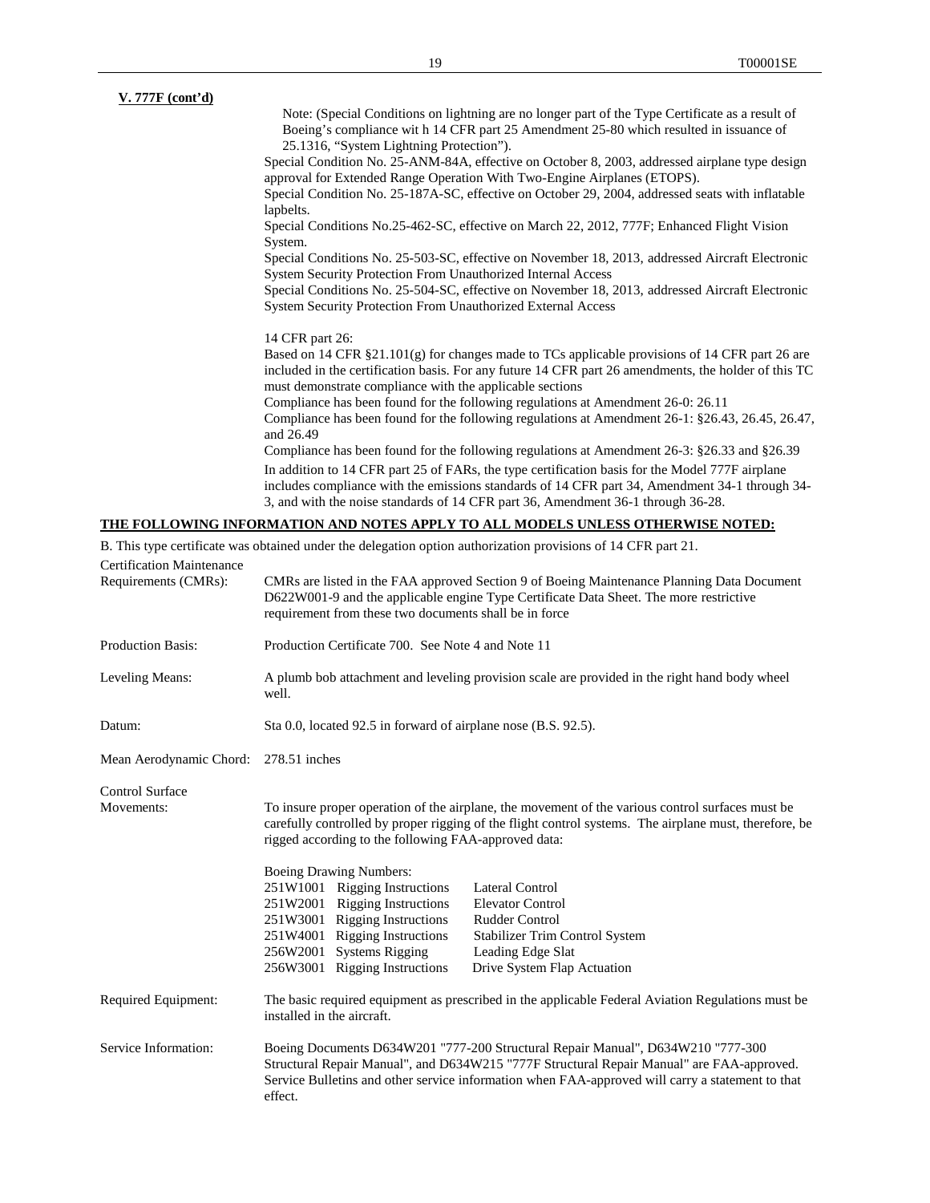**V. 777F (cont'd)**

Note: (Special Conditions on lightning are no longer part of the Type Certificate as a result of Boeing's compliance wit h 14 CFR part 25 Amendment 25-80 which resulted in issuance of 25.1316, "System Lightning Protection").

Special Condition No. 25-ANM-84A, effective on October 8, 2003, addressed airplane type design approval for Extended Range Operation With Two-Engine Airplanes (ETOPS).

Special Condition No. 25-187A-SC, effective on October 29, 2004, addressed seats with inflatable lapbelts.

Special Conditions No.25-462-SC, effective on March 22, 2012, 777F; Enhanced Flight Vision System.

Special Conditions No. 25-503-SC, effective on November 18, 2013, addressed Aircraft Electronic System Security Protection From Unauthorized Internal Access

Special Conditions No. 25-504-SC, effective on November 18, 2013, addressed Aircraft Electronic System Security Protection From Unauthorized External Access

14 CFR part 26:

Based on 14 CFR §21.101(g) for changes made to TCs applicable provisions of 14 CFR part 26 are included in the certification basis. For any future 14 CFR part 26 amendments, the holder of this TC must demonstrate compliance with the applicable sections

Compliance has been found for the following regulations at Amendment 26-0: 26.11

Compliance has been found for the following regulations at Amendment 26-1: §26.43, 26.45, 26.47, and 26.49

Compliance has been found for the following regulations at Amendment 26-3: §26.33 and §26.39

In addition to 14 CFR part 25 of FARs, the type certification basis for the Model 777F airplane includes compliance with the emissions standards of 14 CFR part 34, Amendment 34-1 through 34-3, and with the noise standards of 14 CFR part 36, Amendment 36-1 through 36-28.

**THE FOLLOWING INFORMATION AND NOTES APPLY TO ALL MODELS UNLESS OTHERWISE NOTED:**

B. This type certificate was obtained under the delegation option authorization provisions of 14 CFR part 21.

Certification Maintenance Requirements (CMRs): CMRs are listed in the FAA approved Section 9 of Boeing Maintenance Planning Data Document D622W001-9 and the applicable engine Type Certificate Data Sheet. The more restrictive requirement from these two documents shall be in force

Production Basis: Production Certificate 700. See Note 4 and Note 11

Leveling Means: A plumb bob attachment and leveling provision scale are provided in the right hand body wheel well.

Datum: Sta 0.0, located 92.5 in forward of airplane nose (B.S. 92.5).

Mean Aerodynamic Chord: 278.51 inches

Control Surface Movements: To insure proper operation of the airplane, the movement of the various control surfaces must be carefully controlled by proper rigging of the flight control systems. The airplane must, therefore, be rigged according to the following FAA-approved data:

Boeing Drawing Numbers:

| | | |
|---|---|---|
| 251W1001 | Rigging Instructions | Lateral Control |
| 251W2001 | Rigging Instructions | Elevator Control |
| 251W3001 | Rigging Instructions | Rudder Control |
| 251W4001 | Rigging Instructions | Stabilizer Trim Control System |
| 256W2001 | Systems Rigging | Leading Edge Slat |
| 256W3001 | Rigging Instructions | Drive System Flap Actuation |

Required Equipment: The basic required equipment as prescribed in the applicable Federal Aviation Regulations must be installed in the aircraft.

Service Information: Boeing Documents D634W201 "777-200 Structural Repair Manual", D634W210 "777-300 Structural Repair Manual", and D634W215 "777F Structural Repair Manual" are FAA-approved. Service Bulletins and other service information when FAA-approved will carry a statement to that effect.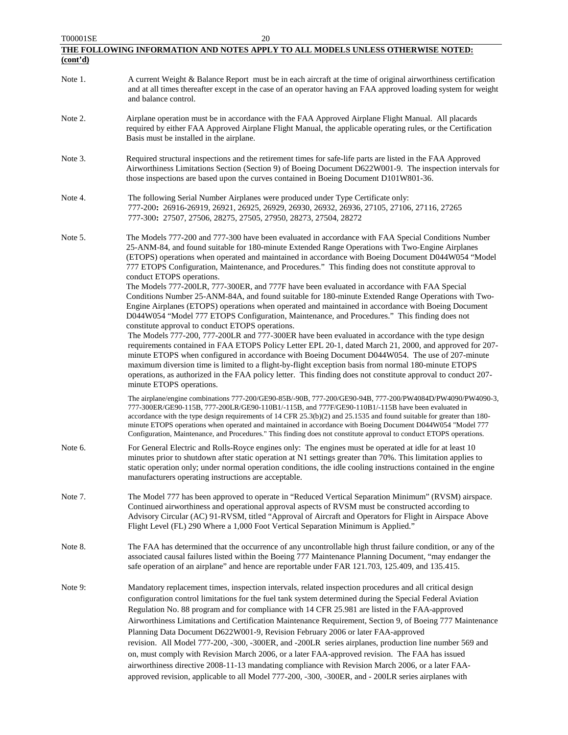**THE FOLLOWING INFORMATION AND NOTES APPLY TO ALL MODELS UNLESS OTHERWISE NOTED: (cont'd)**

Note 1. A current Weight & Balance Report must be in each aircraft at the time of original airworthiness certification and at all times thereafter except in the case of an operator having an FAA approved loading system for weight and balance control.

Note 2. Airplane operation must be in accordance with the FAA Approved Airplane Flight Manual. All placards required by either FAA Approved Airplane Flight Manual, the applicable operating rules, or the Certification Basis must be installed in the airplane.

Note 3. Required structural inspections and the retirement times for safe-life parts are listed in the FAA Approved Airworthiness Limitations Section (Section 9) of Boeing Document D622W001-9. The inspection intervals for those inspections are based upon the curves contained in Boeing Document D101W801-36.

Note 4. The following Serial Number Airplanes were produced under Type Certificate only:
777-200**:** 26916-26919, 26921, 26925, 26929, 26930, 26932, 26936, 27105, 27106, 27116, 27265
777-300**:** 27507, 27506, 28275, 27505, 27950, 28273, 27504, 28272

Note 5. The Models 777-200 and 777-300 have been evaluated in accordance with FAA Special Conditions Number 25-ANM-84, and found suitable for 180-minute Extended Range Operations with Two-Engine Airplanes (ETOPS) operations when operated and maintained in accordance with Boeing Document D044W054 "Model 777 ETOPS Configuration, Maintenance, and Procedures." This finding does not constitute approval to conduct ETOPS operations.
The Models 777-200LR, 777-300ER, and 777F have been evaluated in accordance with FAA Special Conditions Number 25-ANM-84A, and found suitable for 180-minute Extended Range Operations with Two-Engine Airplanes (ETOPS) operations when operated and maintained in accordance with Boeing Document D044W054 "Model 777 ETOPS Configuration, Maintenance, and Procedures." This finding does not constitute approval to conduct ETOPS operations.
The Models 777-200, 777-200LR and 777-300ER have been evaluated in accordance with the type design requirements contained in FAA ETOPS Policy Letter EPL 20-1, dated March 21, 2000, and approved for 207-minute ETOPS when configured in accordance with Boeing Document D044W054. The use of 207-minute maximum diversion time is limited to a flight-by-flight exception basis from normal 180-minute ETOPS operations, as authorized in the FAA policy letter. This finding does not constitute approval to conduct 207-minute ETOPS operations.

The airplane/engine combinations 777-200/GE90-85B/-90B, 777-200/GE90-94B, 777-200/PW4084D/PW4090/PW4090-3, 777-300ER/GE90-115B, 777-200LR/GE90-110B1/-115B, and 777F/GE90-110B1/-115B have been evaluated in accordance with the type design requirements of 14 CFR 25.3(b)(2) and 25.1535 and found suitable for greater than 180-minute ETOPS operations when operated and maintained in accordance with Boeing Document D044W054 "Model 777 Configuration, Maintenance, and Procedures." This finding does not constitute approval to conduct ETOPS operations.

Note 6. For General Electric and Rolls-Royce engines only: The engines must be operated at idle for at least 10 minutes prior to shutdown after static operation at N1 settings greater than 70%. This limitation applies to static operation only; under normal operation conditions, the idle cooling instructions contained in the engine manufacturers operating instructions are acceptable.

Note 7. The Model 777 has been approved to operate in "Reduced Vertical Separation Minimum" (RVSM) airspace. Continued airworthiness and operational approval aspects of RVSM must be constructed according to Advisory Circular (AC) 91-RVSM, titled "Approval of Aircraft and Operators for Flight in Airspace Above Flight Level (FL) 290 Where a 1,000 Foot Vertical Separation Minimum is Applied."

Note 8. The FAA has determined that the occurrence of any uncontrollable high thrust failure condition, or any of the associated causal failures listed within the Boeing 777 Maintenance Planning Document, "may endanger the safe operation of an airplane" and hence are reportable under FAR 121.703, 125.409, and 135.415.

Note 9: Mandatory replacement times, inspection intervals, related inspection procedures and all critical design configuration control limitations for the fuel tank system determined during the Special Federal Aviation Regulation No. 88 program and for compliance with 14 CFR 25.981 are listed in the FAA-approved Airworthiness Limitations and Certification Maintenance Requirement, Section 9, of Boeing 777 Maintenance Planning Data Document D622W001-9, Revision February 2006 or later FAA-approved revision. All Model 777-200, -300, -300ER, and -200LR series airplanes, production line number 569 and on, must comply with Revision March 2006, or a later FAA-approved revision. The FAA has issued airworthiness directive 2008-11-13 mandating compliance with Revision March 2006, or a later FAA-approved revision, applicable to all Model 777-200, -300, -300ER, and - 200LR series airplanes with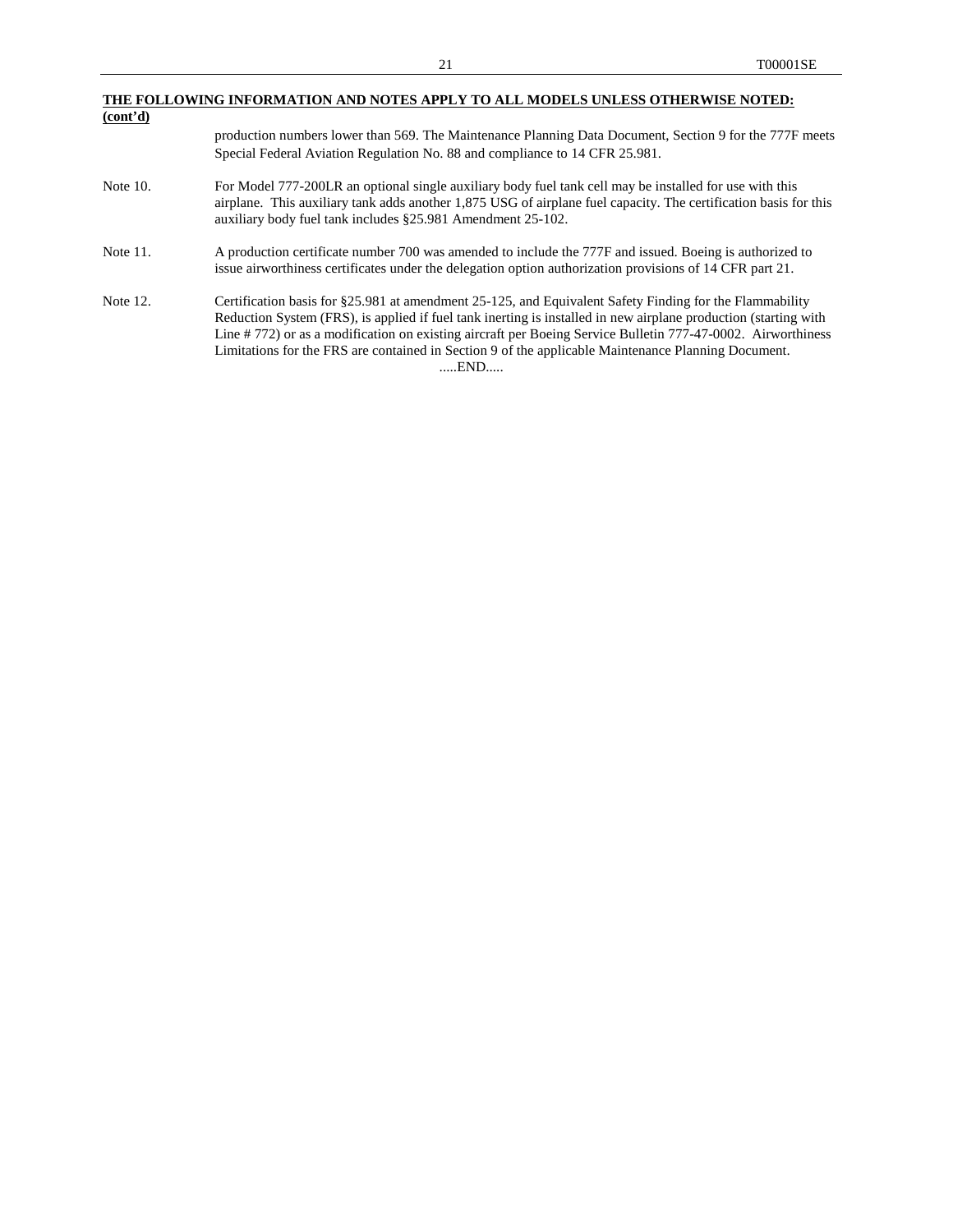**THE FOLLOWING INFORMATION AND NOTES APPLY TO ALL MODELS UNLESS OTHERWISE NOTED: (cont'd)**

production numbers lower than 569. The Maintenance Planning Data Document, Section 9 for the 777F meets Special Federal Aviation Regulation No. 88 and compliance to 14 CFR 25.981.

Note 10. For Model 777-200LR an optional single auxiliary body fuel tank cell may be installed for use with this airplane. This auxiliary tank adds another 1,875 USG of airplane fuel capacity. The certification basis for this auxiliary body fuel tank includes §25.981 Amendment 25-102.

Note 11. A production certificate number 700 was amended to include the 777F and issued. Boeing is authorized to issue airworthiness certificates under the delegation option authorization provisions of 14 CFR part 21.

Note 12. Certification basis for §25.981 at amendment 25-125, and Equivalent Safety Finding for the Flammability Reduction System (FRS), is applied if fuel tank inerting is installed in new airplane production (starting with Line # 772) or as a modification on existing aircraft per Boeing Service Bulletin 777-47-0002. Airworthiness Limitations for the FRS are contained in Section 9 of the applicable Maintenance Planning Document.

.....END.....